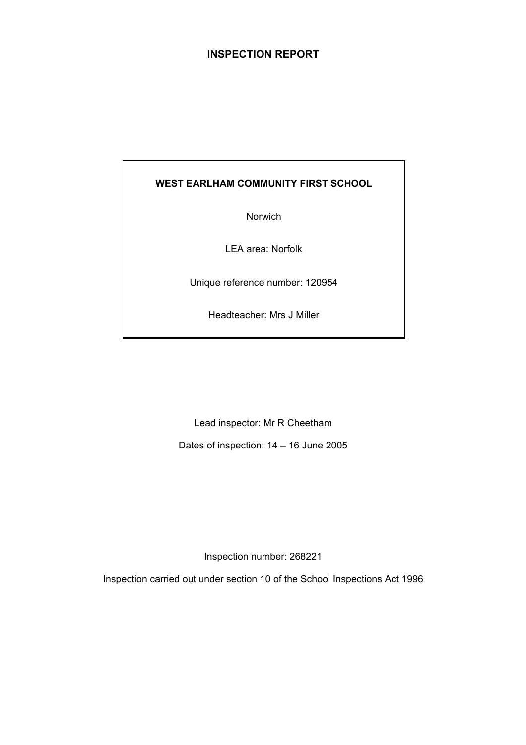# INSPECTION REPORT

**WEST EARLHAM COMMUNITY FIRST SCHOOL**

Norwich

LEA area: Norfolk

Unique reference number: 120954

Headteacher: Mrs J Miller

Lead inspector: Mr R Cheetham

Dates of inspection: 14 – 16 June 2005

Inspection number: 268221

Inspection carried out under section 10 of the School Inspections Act 1996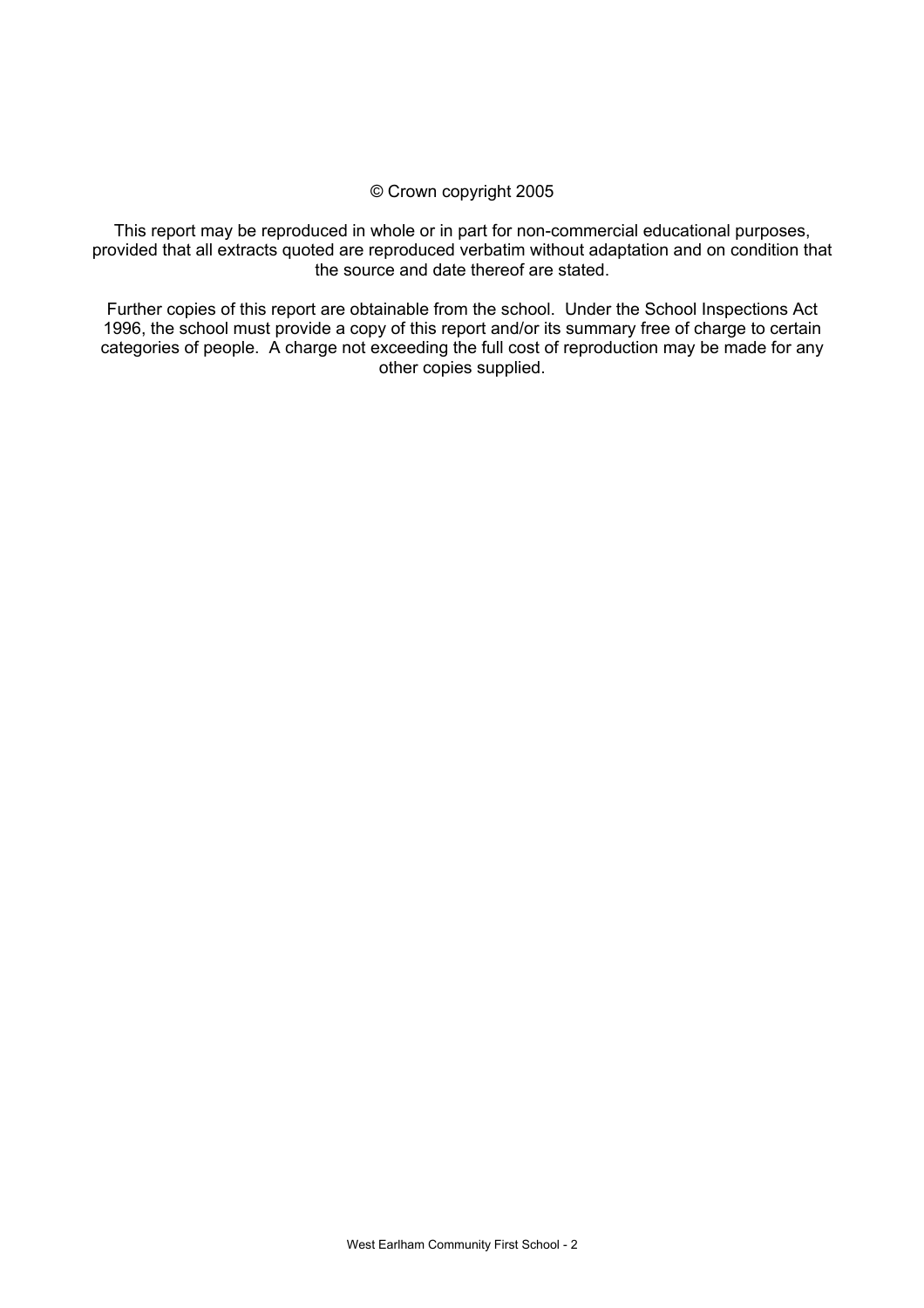© Crown copyright 2005

This report may be reproduced in whole or in part for non-commercial educational purposes, provided that all extracts quoted are reproduced verbatim without adaptation and on condition that the source and date thereof are stated.

Further copies of this report are obtainable from the school. Under the School Inspections Act 1996, the school must provide a copy of this report and/or its summary free of charge to certain categories of people. A charge not exceeding the full cost of reproduction may be made for any other copies supplied.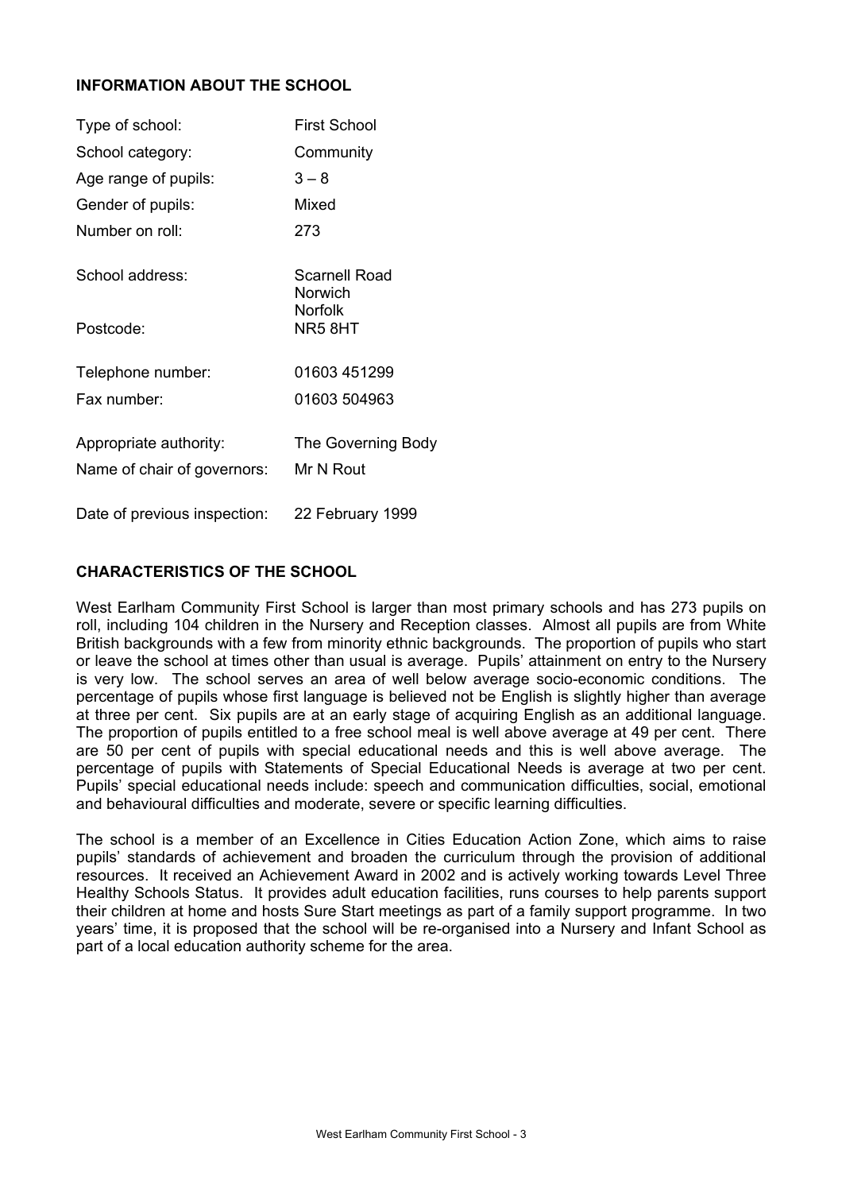## INFORMATION ABOUT THE SCHOOL

| | |
|---|---|
| Type of school: | First School |
| School category: | Community |
| Age range of pupils: | 3 – 8 |
| Gender of pupils: | Mixed |
| Number on roll: | 273 |
| School address: | Scarnell Road<br>Norwich<br>Norfolk |
| Postcode: | NR5 8HT |
| Telephone number: | 01603 451299 |
| Fax number: | 01603 504963 |
| Appropriate authority: | The Governing Body |
| Name of chair of governors: | Mr N Rout |
| Date of previous inspection: | 22 February 1999 |

## CHARACTERISTICS OF THE SCHOOL

West Earlham Community First School is larger than most primary schools and has 273 pupils on roll, including 104 children in the Nursery and Reception classes. Almost all pupils are from White British backgrounds with a few from minority ethnic backgrounds. The proportion of pupils who start or leave the school at times other than usual is average. Pupils' attainment on entry to the Nursery is very low. The school serves an area of well below average socio-economic conditions. The percentage of pupils whose first language is believed not be English is slightly higher than average at three per cent. Six pupils are at an early stage of acquiring English as an additional language. The proportion of pupils entitled to a free school meal is well above average at 49 per cent. There are 50 per cent of pupils with special educational needs and this is well above average. The percentage of pupils with Statements of Special Educational Needs is average at two per cent. Pupils' special educational needs include: speech and communication difficulties, social, emotional and behavioural difficulties and moderate, severe or specific learning difficulties.

The school is a member of an Excellence in Cities Education Action Zone, which aims to raise pupils' standards of achievement and broaden the curriculum through the provision of additional resources. It received an Achievement Award in 2002 and is actively working towards Level Three Healthy Schools Status. It provides adult education facilities, runs courses to help parents support their children at home and hosts Sure Start meetings as part of a family support programme. In two years' time, it is proposed that the school will be re-organised into a Nursery and Infant School as part of a local education authority scheme for the area.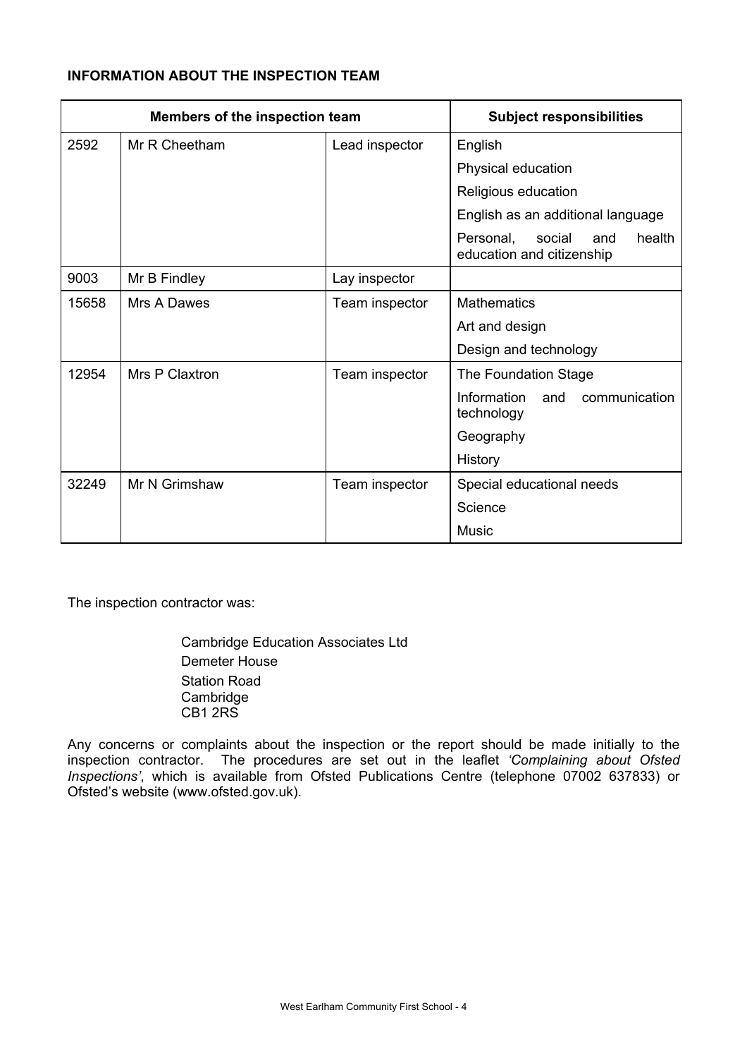**INFORMATION ABOUT THE INSPECTION TEAM**

| Members of the inspection team | | | Subject responsibilities |
|---|---|---|---|
| 2592 | Mr R Cheetham | Lead inspector | English |
| | | | Physical education |
| | | | Religious education |
| | | | English as an additional language |
| | | | Personal, social and health education and citizenship |
| 9003 | Mr B Findley | Lay inspector | |
| 15658 | Mrs A Dawes | Team inspector | Mathematics |
| | | | Art and design |
| | | | Design and technology |
| 12954 | Mrs P Claxtron | Team inspector | The Foundation Stage |
| | | | Information and communication technology |
| | | | Geography |
| | | | History |
| 32249 | Mr N Grimshaw | Team inspector | Special educational needs |
| | | | Science |
| | | | Music |

The inspection contractor was:

Cambridge Education Associates Ltd
Demeter House
Station Road
Cambridge
CB1 2RS

Any concerns or complaints about the inspection or the report should be made initially to the inspection contractor. The procedures are set out in the leaflet *'Complaining about Ofsted Inspections'*, which is available from Ofsted Publications Centre (telephone 07002 637833) or Ofsted's website (www.ofsted.gov.uk).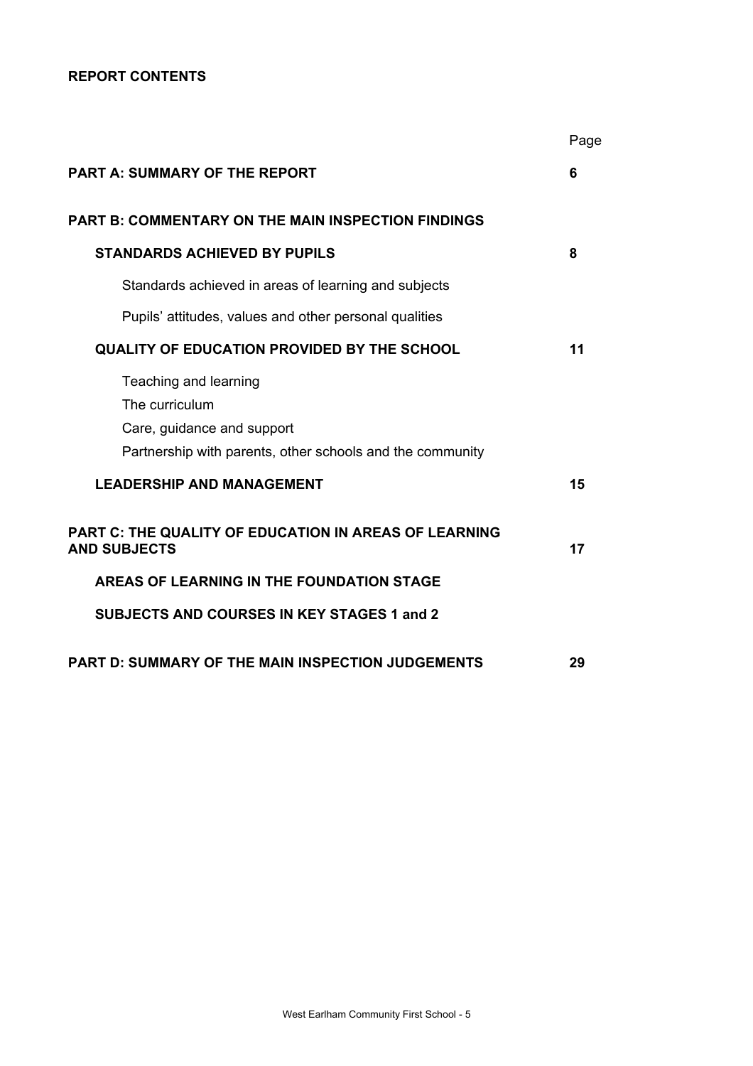**REPORT CONTENTS**

| | Page |
|---|---|
| **PART A: SUMMARY OF THE REPORT** | **6** |
| **PART B: COMMENTARY ON THE MAIN INSPECTION FINDINGS** | |
| **STANDARDS ACHIEVED BY PUPILS** | **8** |
| Standards achieved in areas of learning and subjects | |
| Pupils' attitudes, values and other personal qualities | |
| **QUALITY OF EDUCATION PROVIDED BY THE SCHOOL** | **11** |
| Teaching and learning | |
| The curriculum | |
| Care, guidance and support | |
| Partnership with parents, other schools and the community | |
| **LEADERSHIP AND MANAGEMENT** | **15** |
| **PART C: THE QUALITY OF EDUCATION IN AREAS OF LEARNING AND SUBJECTS** | **17** |
| **AREAS OF LEARNING IN THE FOUNDATION STAGE** | |
| **SUBJECTS AND COURSES IN KEY STAGES 1 and 2** | |
| **PART D: SUMMARY OF THE MAIN INSPECTION JUDGEMENTS** | **29** |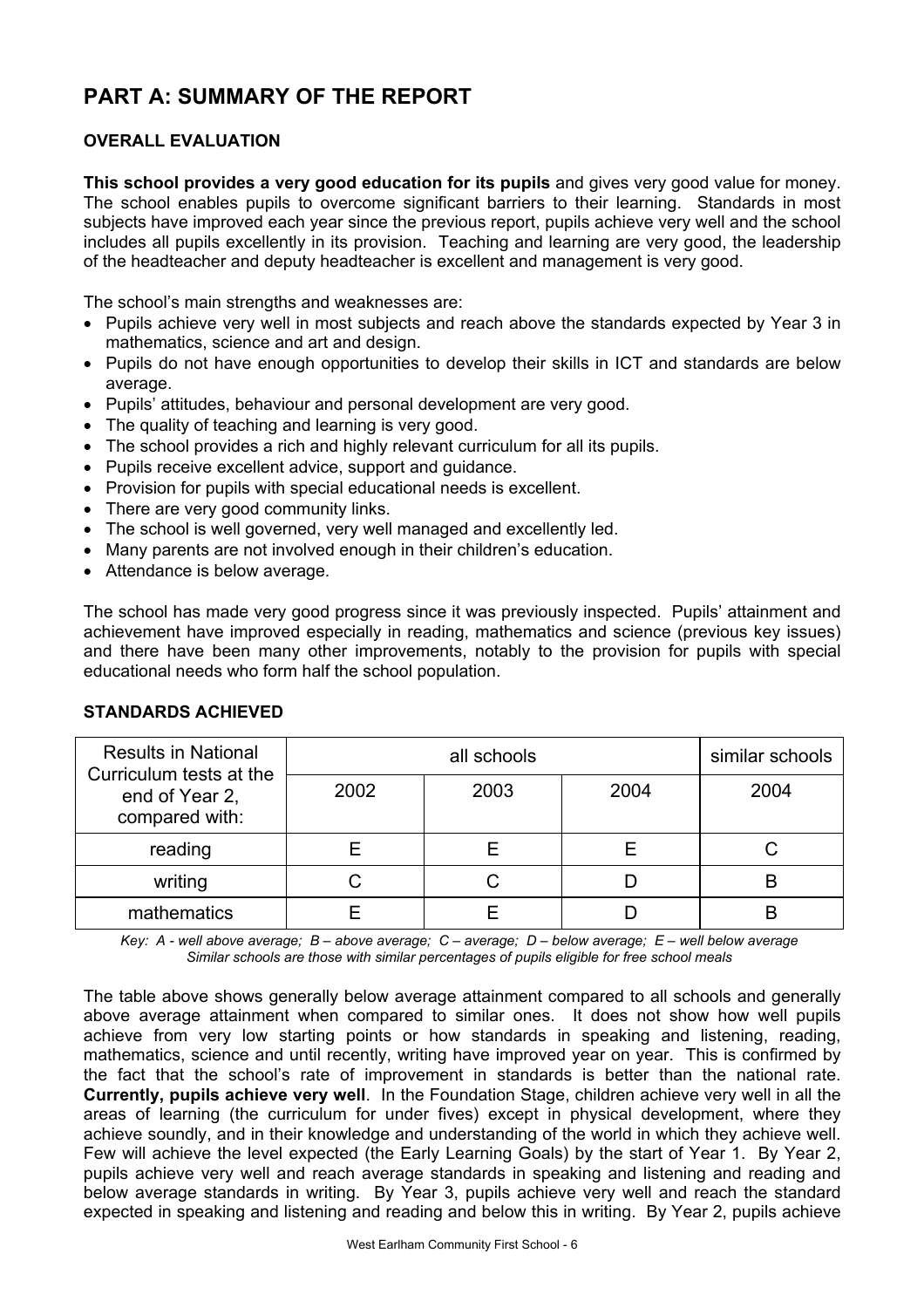# PART A: SUMMARY OF THE REPORT

## OVERALL EVALUATION

**This school provides a very good education for its pupils** and gives very good value for money. The school enables pupils to overcome significant barriers to their learning. Standards in most subjects have improved each year since the previous report, pupils achieve very well and the school includes all pupils excellently in its provision. Teaching and learning are very good, the leadership of the headteacher and deputy headteacher is excellent and management is very good.

The school's main strengths and weaknesses are:

- Pupils achieve very well in most subjects and reach above the standards expected by Year 3 in mathematics, science and art and design.
- Pupils do not have enough opportunities to develop their skills in ICT and standards are below average.
- Pupils' attitudes, behaviour and personal development are very good.
- The quality of teaching and learning is very good.
- The school provides a rich and highly relevant curriculum for all its pupils.
- Pupils receive excellent advice, support and guidance.
- Provision for pupils with special educational needs is excellent.
- There are very good community links.
- The school is well governed, very well managed and excellently led.
- Many parents are not involved enough in their children's education.
- Attendance is below average.

The school has made very good progress since it was previously inspected. Pupils' attainment and achievement have improved especially in reading, mathematics and science (previous key issues) and there have been many other improvements, notably to the provision for pupils with special educational needs who form half the school population.

## STANDARDS ACHIEVED

| Results in National Curriculum tests at the end of Year 2, compared with: | all schools | | | similar schools |
|---|---|---|---|---|
| | 2002 | 2003 | 2004 | 2004 |
| reading | E | E | E | C |
| writing | C | C | D | B |
| mathematics | E | E | D | B |

*Key: A - well above average; B – above average; C – average; D – below average; E – well below average*
*Similar schools are those with similar percentages of pupils eligible for free school meals*

The table above shows generally below average attainment compared to all schools and generally above average attainment when compared to similar ones. It does not show how well pupils achieve from very low starting points or how standards in speaking and listening, reading, mathematics, science and until recently, writing have improved year on year. This is confirmed by the fact that the school's rate of improvement in standards is better than the national rate. **Currently, pupils achieve very well**. In the Foundation Stage, children achieve very well in all the areas of learning (the curriculum for under fives) except in physical development, where they achieve soundly, and in their knowledge and understanding of the world in which they achieve well. Few will achieve the level expected (the Early Learning Goals) by the start of Year 1. By Year 2, pupils achieve very well and reach average standards in speaking and listening and reading and below average standards in writing. By Year 3, pupils achieve very well and reach the standard expected in speaking and listening and reading and below this in writing. By Year 2, pupils achieve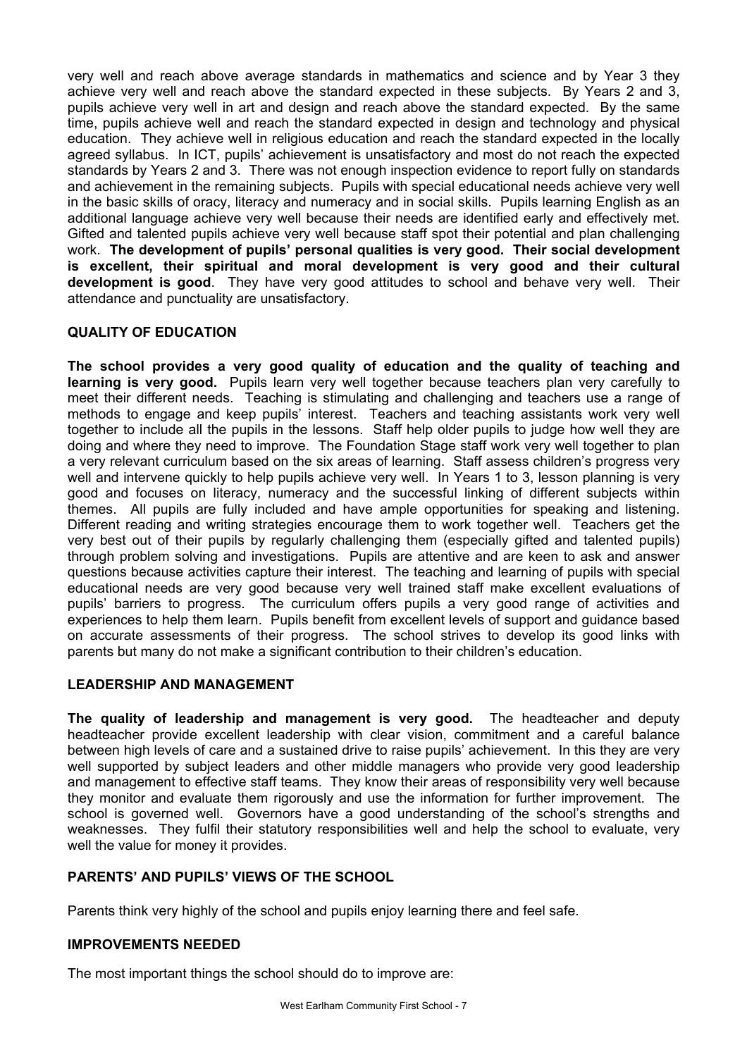very well and reach above average standards in mathematics and science and by Year 3 they achieve very well and reach above the standard expected in these subjects. By Years 2 and 3, pupils achieve very well in art and design and reach above the standard expected. By the same time, pupils achieve well and reach the standard expected in design and technology and physical education. They achieve well in religious education and reach the standard expected in the locally agreed syllabus. In ICT, pupils' achievement is unsatisfactory and most do not reach the expected standards by Years 2 and 3. There was not enough inspection evidence to report fully on standards and achievement in the remaining subjects. Pupils with special educational needs achieve very well in the basic skills of oracy, literacy and numeracy and in social skills. Pupils learning English as an additional language achieve very well because their needs are identified early and effectively met. Gifted and talented pupils achieve very well because staff spot their potential and plan challenging work. **The development of pupils' personal qualities is very good. Their social development is excellent, their spiritual and moral development is very good and their cultural development is good**. They have very good attitudes to school and behave very well. Their attendance and punctuality are unsatisfactory.

## QUALITY OF EDUCATION

**The school provides a very good quality of education and the quality of teaching and learning is very good.** Pupils learn very well together because teachers plan very carefully to meet their different needs. Teaching is stimulating and challenging and teachers use a range of methods to engage and keep pupils' interest. Teachers and teaching assistants work very well together to include all the pupils in the lessons. Staff help older pupils to judge how well they are doing and where they need to improve. The Foundation Stage staff work very well together to plan a very relevant curriculum based on the six areas of learning. Staff assess children's progress very well and intervene quickly to help pupils achieve very well. In Years 1 to 3, lesson planning is very good and focuses on literacy, numeracy and the successful linking of different subjects within themes. All pupils are fully included and have ample opportunities for speaking and listening. Different reading and writing strategies encourage them to work together well. Teachers get the very best out of their pupils by regularly challenging them (especially gifted and talented pupils) through problem solving and investigations. Pupils are attentive and are keen to ask and answer questions because activities capture their interest. The teaching and learning of pupils with special educational needs are very good because very well trained staff make excellent evaluations of pupils' barriers to progress. The curriculum offers pupils a very good range of activities and experiences to help them learn. Pupils benefit from excellent levels of support and guidance based on accurate assessments of their progress. The school strives to develop its good links with parents but many do not make a significant contribution to their children's education.

## LEADERSHIP AND MANAGEMENT

**The quality of leadership and management is very good.** The headteacher and deputy headteacher provide excellent leadership with clear vision, commitment and a careful balance between high levels of care and a sustained drive to raise pupils' achievement. In this they are very well supported by subject leaders and other middle managers who provide very good leadership and management to effective staff teams. They know their areas of responsibility very well because they monitor and evaluate them rigorously and use the information for further improvement. The school is governed well. Governors have a good understanding of the school's strengths and weaknesses. They fulfil their statutory responsibilities well and help the school to evaluate, very well the value for money it provides.

## PARENTS' AND PUPILS' VIEWS OF THE SCHOOL

Parents think very highly of the school and pupils enjoy learning there and feel safe.

## IMPROVEMENTS NEEDED

The most important things the school should do to improve are: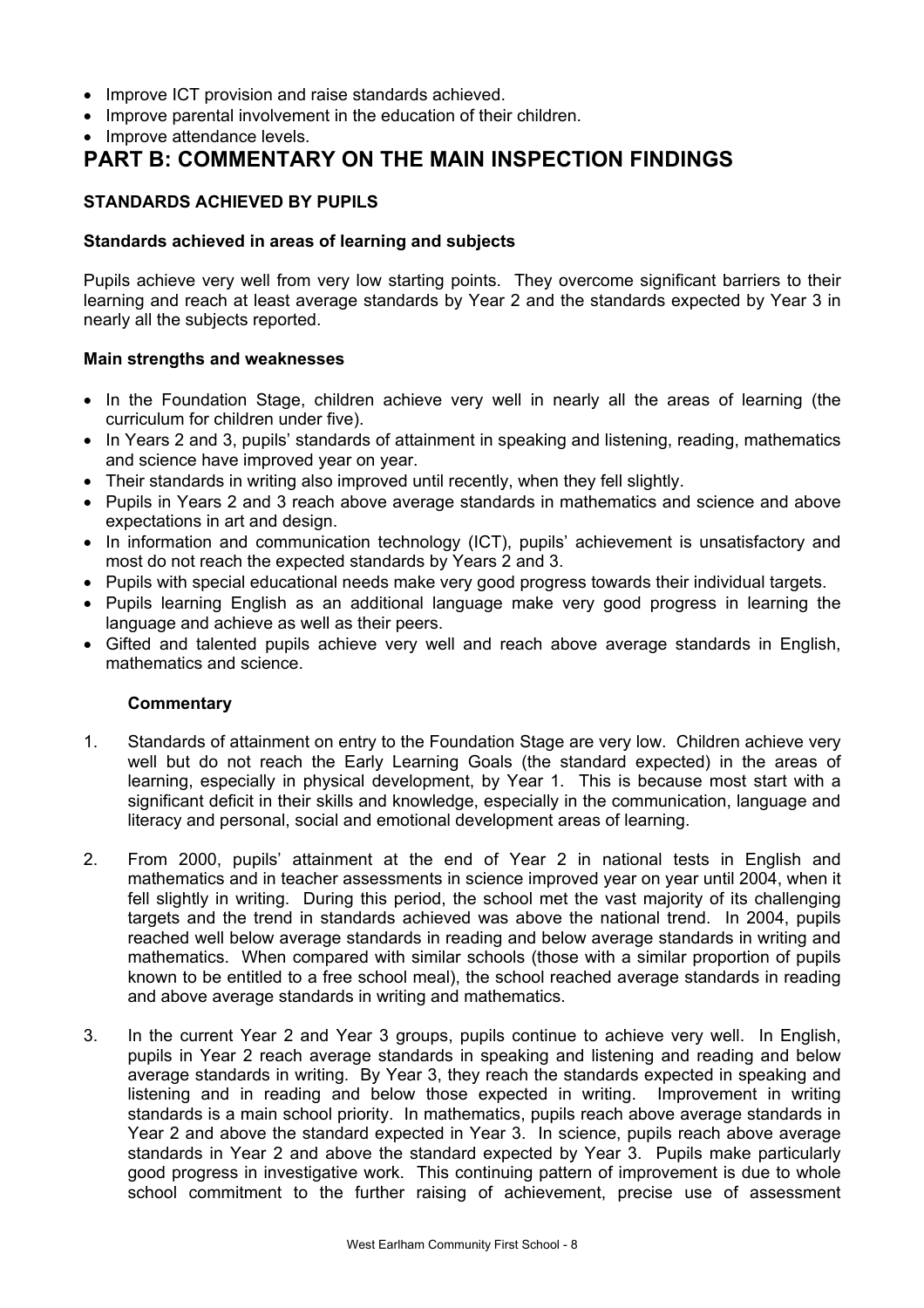- Improve ICT provision and raise standards achieved.
- Improve parental involvement in the education of their children.
- Improve attendance levels.

# PART B: COMMENTARY ON THE MAIN INSPECTION FINDINGS

### STANDARDS ACHIEVED BY PUPILS

#### Standards achieved in areas of learning and subjects

Pupils achieve very well from very low starting points. They overcome significant barriers to their learning and reach at least average standards by Year 2 and the standards expected by Year 3 in nearly all the subjects reported.

#### Main strengths and weaknesses

- In the Foundation Stage, children achieve very well in nearly all the areas of learning (the curriculum for children under five).
- In Years 2 and 3, pupils' standards of attainment in speaking and listening, reading, mathematics and science have improved year on year.
- Their standards in writing also improved until recently, when they fell slightly.
- Pupils in Years 2 and 3 reach above average standards in mathematics and science and above expectations in art and design.
- In information and communication technology (ICT), pupils' achievement is unsatisfactory and most do not reach the expected standards by Years 2 and 3.
- Pupils with special educational needs make very good progress towards their individual targets.
- Pupils learning English as an additional language make very good progress in learning the language and achieve as well as their peers.
- Gifted and talented pupils achieve very well and reach above average standards in English, mathematics and science.

#### Commentary

1. Standards of attainment on entry to the Foundation Stage are very low. Children achieve very well but do not reach the Early Learning Goals (the standard expected) in the areas of learning, especially in physical development, by Year 1. This is because most start with a significant deficit in their skills and knowledge, especially in the communication, language and literacy and personal, social and emotional development areas of learning.

2. From 2000, pupils' attainment at the end of Year 2 in national tests in English and mathematics and in teacher assessments in science improved year on year until 2004, when it fell slightly in writing. During this period, the school met the vast majority of its challenging targets and the trend in standards achieved was above the national trend. In 2004, pupils reached well below average standards in reading and below average standards in writing and mathematics. When compared with similar schools (those with a similar proportion of pupils known to be entitled to a free school meal), the school reached average standards in reading and above average standards in writing and mathematics.

3. In the current Year 2 and Year 3 groups, pupils continue to achieve very well. In English, pupils in Year 2 reach average standards in speaking and listening and reading and below average standards in writing. By Year 3, they reach the standards expected in speaking and listening and in reading and below those expected in writing. Improvement in writing standards is a main school priority. In mathematics, pupils reach above average standards in Year 2 and above the standard expected in Year 3. In science, pupils reach above average standards in Year 2 and above the standard expected by Year 3. Pupils make particularly good progress in investigative work. This continuing pattern of improvement is due to whole school commitment to the further raising of achievement, precise use of assessment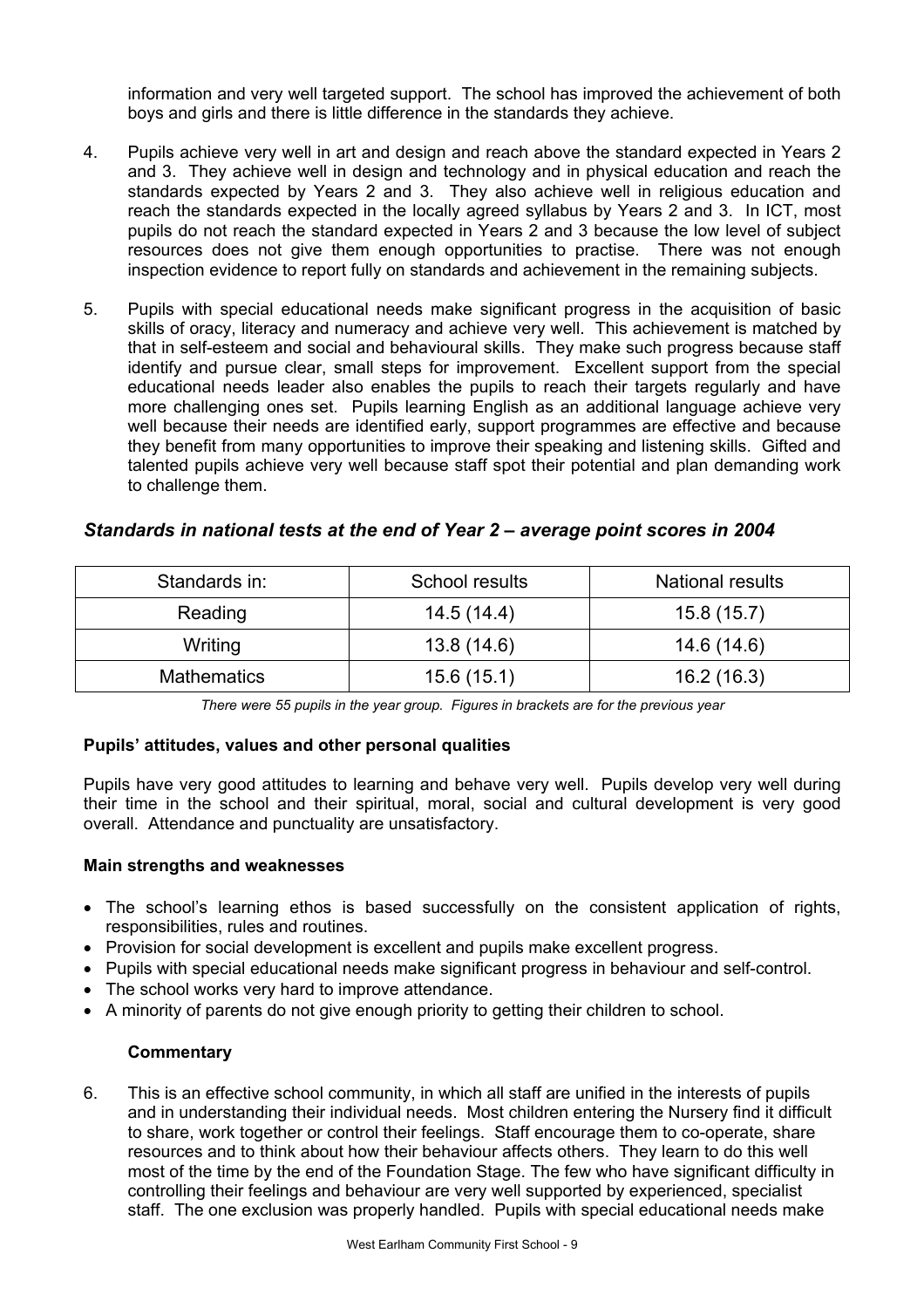information and very well targeted support. The school has improved the achievement of both boys and girls and there is little difference in the standards they achieve.

4. Pupils achieve very well in art and design and reach above the standard expected in Years 2 and 3. They achieve well in design and technology and in physical education and reach the standards expected by Years 2 and 3. They also achieve well in religious education and reach the standards expected in the locally agreed syllabus by Years 2 and 3. In ICT, most pupils do not reach the standard expected in Years 2 and 3 because the low level of subject resources does not give them enough opportunities to practise. There was not enough inspection evidence to report fully on standards and achievement in the remaining subjects.

5. Pupils with special educational needs make significant progress in the acquisition of basic skills of oracy, literacy and numeracy and achieve very well. This achievement is matched by that in self-esteem and social and behavioural skills. They make such progress because staff identify and pursue clear, small steps for improvement. Excellent support from the special educational needs leader also enables the pupils to reach their targets regularly and have more challenging ones set. Pupils learning English as an additional language achieve very well because their needs are identified early, support programmes are effective and because they benefit from many opportunities to improve their speaking and listening skills. Gifted and talented pupils achieve very well because staff spot their potential and plan demanding work to challenge them.

### *Standards in national tests at the end of Year 2 – average point scores in 2004*

| Standards in: | School results | National results |
|---|---|---|
| Reading | 14.5 (14.4) | 15.8 (15.7) |
| Writing | 13.8 (14.6) | 14.6 (14.6) |
| Mathematics | 15.6 (15.1) | 16.2 (16.3) |

*There were 55 pupils in the year group. Figures in brackets are for the previous year*

**Pupils' attitudes, values and other personal qualities**

Pupils have very good attitudes to learning and behave very well. Pupils develop very well during their time in the school and their spiritual, moral, social and cultural development is very good overall. Attendance and punctuality are unsatisfactory.

**Main strengths and weaknesses**

- The school's learning ethos is based successfully on the consistent application of rights, responsibilities, rules and routines.
- Provision for social development is excellent and pupils make excellent progress.
- Pupils with special educational needs make significant progress in behaviour and self-control.
- The school works very hard to improve attendance.
- A minority of parents do not give enough priority to getting their children to school.

**Commentary**

6. This is an effective school community, in which all staff are unified in the interests of pupils and in understanding their individual needs. Most children entering the Nursery find it difficult to share, work together or control their feelings. Staff encourage them to co-operate, share resources and to think about how their behaviour affects others. They learn to do this well most of the time by the end of the Foundation Stage. The few who have significant difficulty in controlling their feelings and behaviour are very well supported by experienced, specialist staff. The one exclusion was properly handled. Pupils with special educational needs make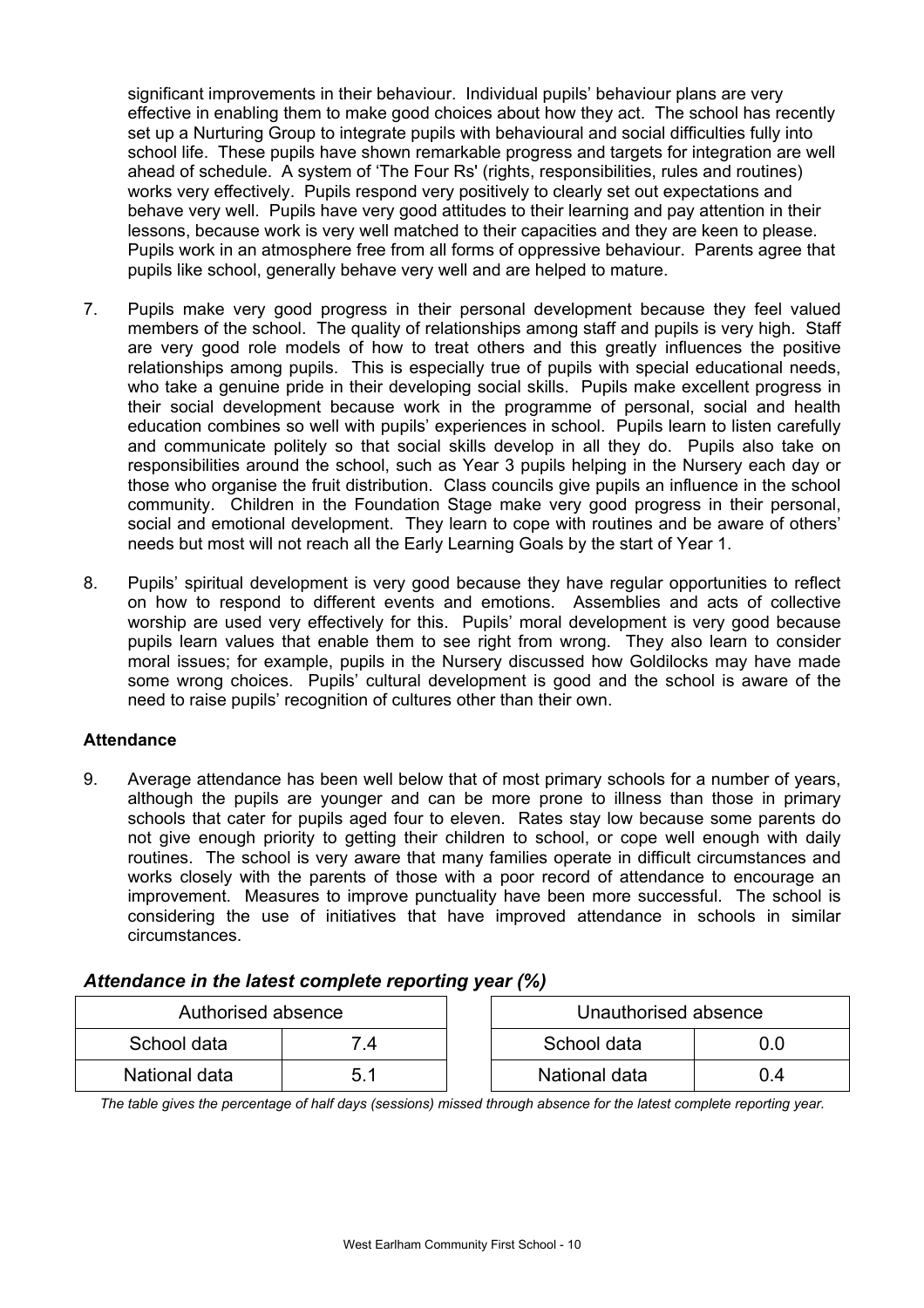significant improvements in their behaviour. Individual pupils' behaviour plans are very effective in enabling them to make good choices about how they act. The school has recently set up a Nurturing Group to integrate pupils with behavioural and social difficulties fully into school life. These pupils have shown remarkable progress and targets for integration are well ahead of schedule. A system of 'The Four Rs' (rights, responsibilities, rules and routines) works very effectively. Pupils respond very positively to clearly set out expectations and behave very well. Pupils have very good attitudes to their learning and pay attention in their lessons, because work is very well matched to their capacities and they are keen to please. Pupils work in an atmosphere free from all forms of oppressive behaviour. Parents agree that pupils like school, generally behave very well and are helped to mature.

7. Pupils make very good progress in their personal development because they feel valued members of the school. The quality of relationships among staff and pupils is very high. Staff are very good role models of how to treat others and this greatly influences the positive relationships among pupils. This is especially true of pupils with special educational needs, who take a genuine pride in their developing social skills. Pupils make excellent progress in their social development because work in the programme of personal, social and health education combines so well with pupils' experiences in school. Pupils learn to listen carefully and communicate politely so that social skills develop in all they do. Pupils also take on responsibilities around the school, such as Year 3 pupils helping in the Nursery each day or those who organise the fruit distribution. Class councils give pupils an influence in the school community. Children in the Foundation Stage make very good progress in their personal, social and emotional development. They learn to cope with routines and be aware of others' needs but most will not reach all the Early Learning Goals by the start of Year 1.

8. Pupils' spiritual development is very good because they have regular opportunities to reflect on how to respond to different events and emotions. Assemblies and acts of collective worship are used very effectively for this. Pupils' moral development is very good because pupils learn values that enable them to see right from wrong. They also learn to consider moral issues; for example, pupils in the Nursery discussed how Goldilocks may have made some wrong choices. Pupils' cultural development is good and the school is aware of the need to raise pupils' recognition of cultures other than their own.

**Attendance**

9. Average attendance has been well below that of most primary schools for a number of years, although the pupils are younger and can be more prone to illness than those in primary schools that cater for pupils aged four to eleven. Rates stay low because some parents do not give enough priority to getting their children to school, or cope well enough with daily routines. The school is very aware that many families operate in difficult circumstances and works closely with the parents of those with a poor record of attendance to encourage an improvement. Measures to improve punctuality have been more successful. The school is considering the use of initiatives that have improved attendance in schools in similar circumstances.

***Attendance in the latest complete reporting year (%)***

| Authorised absence | |
|---|---|
| School data | 7.4 |
| National data | 5.1 |

| Unauthorised absence | |
|---|---|
| School data | 0.0 |
| National data | 0.4 |

*The table gives the percentage of half days (sessions) missed through absence for the latest complete reporting year.*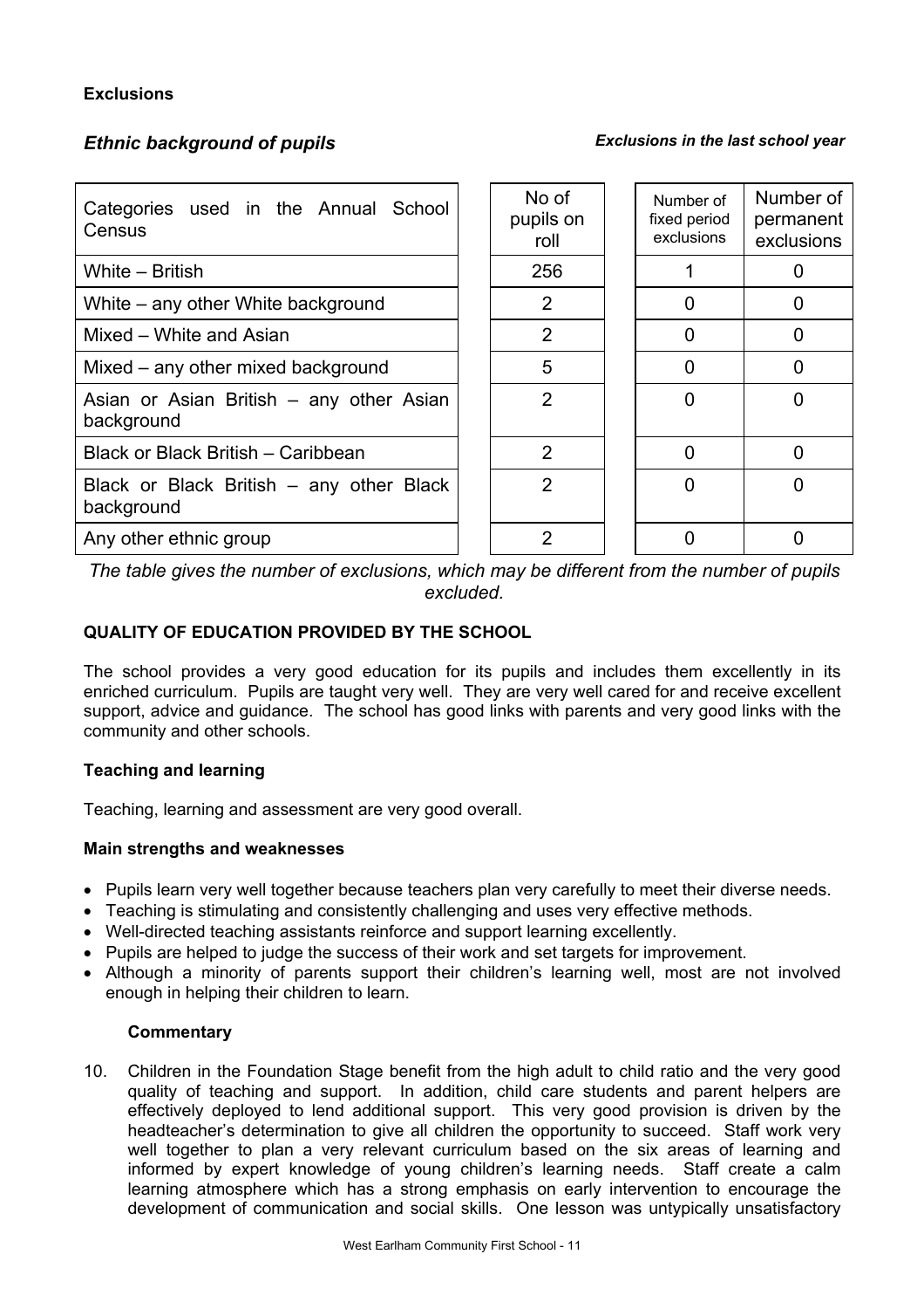**Exclusions**

***Ethnic background of pupils*** ***Exclusions in the last school year***

| Categories used in the Annual School Census | No of pupils on roll | Number of fixed period exclusions | Number of permanent exclusions |
|---|---|---|---|
| White – British | 256 | 1 | 0 |
| White – any other White background | 2 | 0 | 0 |
| Mixed – White and Asian | 2 | 0 | 0 |
| Mixed – any other mixed background | 5 | 0 | 0 |
| Asian or Asian British – any other Asian background | 2 | 0 | 0 |
| Black or Black British – Caribbean | 2 | 0 | 0 |
| Black or Black British – any other Black background | 2 | 0 | 0 |
| Any other ethnic group | 2 | 0 | 0 |

*The table gives the number of exclusions, which may be different from the number of pupils excluded.*

**QUALITY OF EDUCATION PROVIDED BY THE SCHOOL**

The school provides a very good education for its pupils and includes them excellently in its enriched curriculum. Pupils are taught very well. They are very well cared for and receive excellent support, advice and guidance. The school has good links with parents and very good links with the community and other schools.

**Teaching and learning**

Teaching, learning and assessment are very good overall.

**Main strengths and weaknesses**

- Pupils learn very well together because teachers plan very carefully to meet their diverse needs.
- Teaching is stimulating and consistently challenging and uses very effective methods.
- Well-directed teaching assistants reinforce and support learning excellently.
- Pupils are helped to judge the success of their work and set targets for improvement.
- Although a minority of parents support their children's learning well, most are not involved enough in helping their children to learn.

**Commentary**

10. Children in the Foundation Stage benefit from the high adult to child ratio and the very good quality of teaching and support. In addition, child care students and parent helpers are effectively deployed to lend additional support. This very good provision is driven by the headteacher's determination to give all children the opportunity to succeed. Staff work very well together to plan a very relevant curriculum based on the six areas of learning and informed by expert knowledge of young children's learning needs. Staff create a calm learning atmosphere which has a strong emphasis on early intervention to encourage the development of communication and social skills. One lesson was untypically unsatisfactory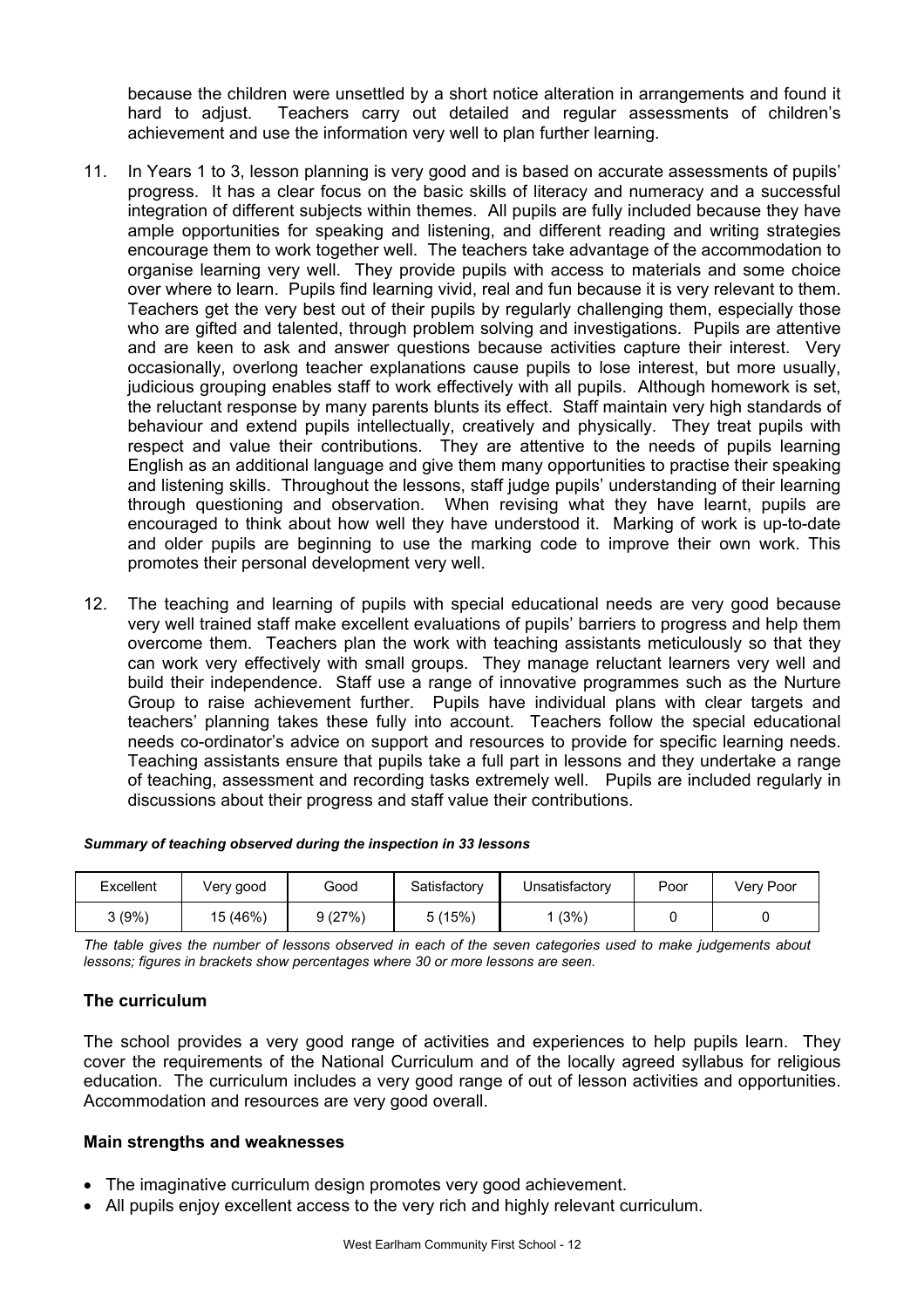because the children were unsettled by a short notice alteration in arrangements and found it hard to adjust. Teachers carry out detailed and regular assessments of children's achievement and use the information very well to plan further learning.

11. In Years 1 to 3, lesson planning is very good and is based on accurate assessments of pupils' progress. It has a clear focus on the basic skills of literacy and numeracy and a successful integration of different subjects within themes. All pupils are fully included because they have ample opportunities for speaking and listening, and different reading and writing strategies encourage them to work together well. The teachers take advantage of the accommodation to organise learning very well. They provide pupils with access to materials and some choice over where to learn. Pupils find learning vivid, real and fun because it is very relevant to them. Teachers get the very best out of their pupils by regularly challenging them, especially those who are gifted and talented, through problem solving and investigations. Pupils are attentive and are keen to ask and answer questions because activities capture their interest. Very occasionally, overlong teacher explanations cause pupils to lose interest, but more usually, judicious grouping enables staff to work effectively with all pupils. Although homework is set, the reluctant response by many parents blunts its effect. Staff maintain very high standards of behaviour and extend pupils intellectually, creatively and physically. They treat pupils with respect and value their contributions. They are attentive to the needs of pupils learning English as an additional language and give them many opportunities to practise their speaking and listening skills. Throughout the lessons, staff judge pupils' understanding of their learning through questioning and observation. When revising what they have learnt, pupils are encouraged to think about how well they have understood it. Marking of work is up-to-date and older pupils are beginning to use the marking code to improve their own work. This promotes their personal development very well.

12. The teaching and learning of pupils with special educational needs are very good because very well trained staff make excellent evaluations of pupils' barriers to progress and help them overcome them. Teachers plan the work with teaching assistants meticulously so that they can work very effectively with small groups. They manage reluctant learners very well and build their independence. Staff use a range of innovative programmes such as the Nurture Group to raise achievement further. Pupils have individual plans with clear targets and teachers' planning takes these fully into account. Teachers follow the special educational needs co-ordinator's advice on support and resources to provide for specific learning needs. Teaching assistants ensure that pupils take a full part in lessons and they undertake a range of teaching, assessment and recording tasks extremely well. Pupils are included regularly in discussions about their progress and staff value their contributions.

***Summary of teaching observed during the inspection in 33 lessons***

| Excellent | Very good | Good | Satisfactory | Unsatisfactory | Poor | Very Poor |
|---|---|---|---|---|---|---|
| 3 (9%) | 15 (46%) | 9 (27%) | 5 (15%) | 1 (3%) | 0 | 0 |

*The table gives the number of lessons observed in each of the seven categories used to make judgements about lessons; figures in brackets show percentages where 30 or more lessons are seen.*

### The curriculum

The school provides a very good range of activities and experiences to help pupils learn. They cover the requirements of the National Curriculum and of the locally agreed syllabus for religious education. The curriculum includes a very good range of out of lesson activities and opportunities. Accommodation and resources are very good overall.

### Main strengths and weaknesses

- The imaginative curriculum design promotes very good achievement.
- All pupils enjoy excellent access to the very rich and highly relevant curriculum.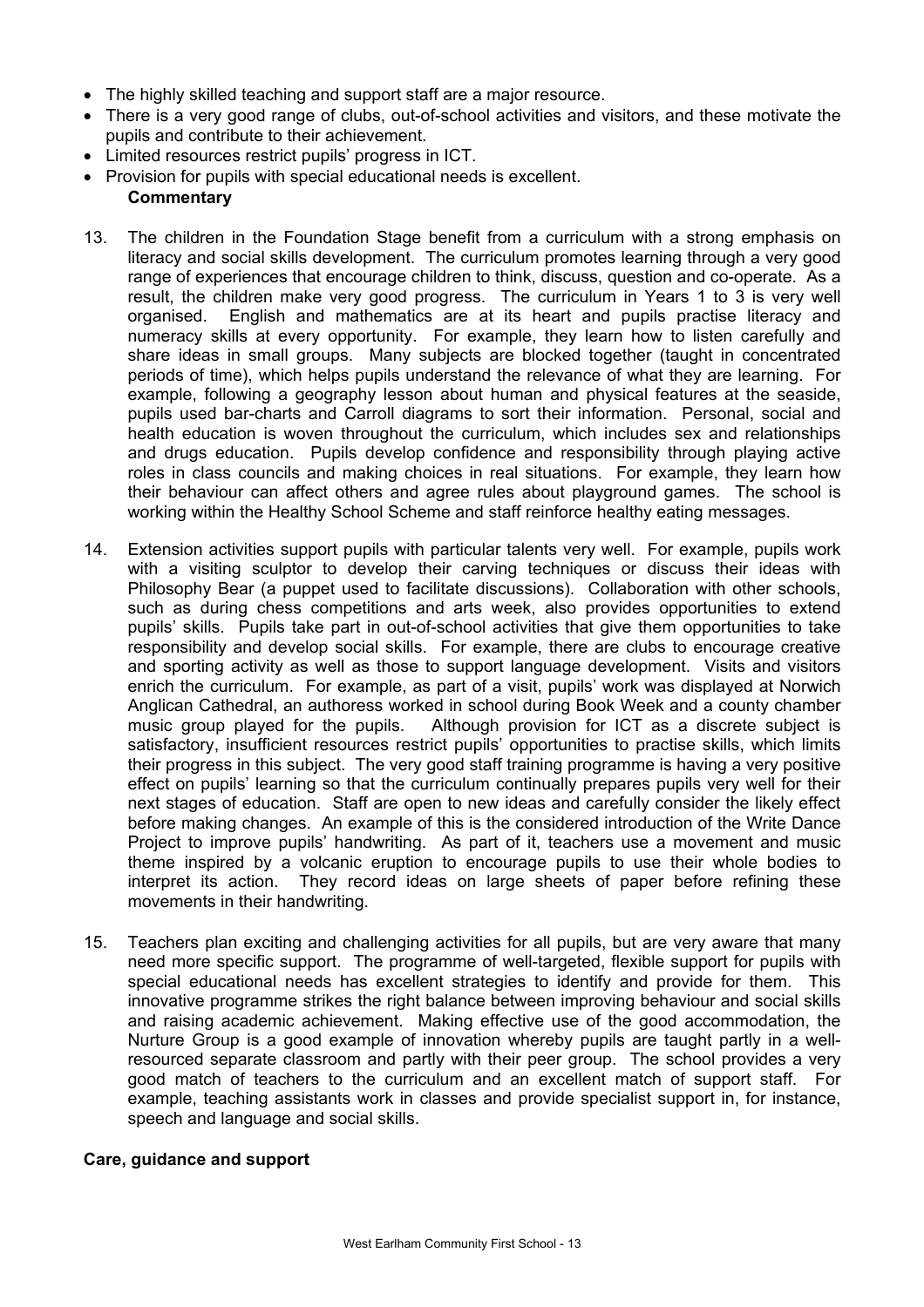- The highly skilled teaching and support staff are a major resource.
- There is a very good range of clubs, out-of-school activities and visitors, and these motivate the pupils and contribute to their achievement.
- Limited resources restrict pupils' progress in ICT.
- Provision for pupils with special educational needs is excellent.

**Commentary**

13. The children in the Foundation Stage benefit from a curriculum with a strong emphasis on literacy and social skills development. The curriculum promotes learning through a very good range of experiences that encourage children to think, discuss, question and co-operate. As a result, the children make very good progress. The curriculum in Years 1 to 3 is very well organised. English and mathematics are at its heart and pupils practise literacy and numeracy skills at every opportunity. For example, they learn how to listen carefully and share ideas in small groups. Many subjects are blocked together (taught in concentrated periods of time), which helps pupils understand the relevance of what they are learning. For example, following a geography lesson about human and physical features at the seaside, pupils used bar-charts and Carroll diagrams to sort their information. Personal, social and health education is woven throughout the curriculum, which includes sex and relationships and drugs education. Pupils develop confidence and responsibility through playing active roles in class councils and making choices in real situations. For example, they learn how their behaviour can affect others and agree rules about playground games. The school is working within the Healthy School Scheme and staff reinforce healthy eating messages.

14. Extension activities support pupils with particular talents very well. For example, pupils work with a visiting sculptor to develop their carving techniques or discuss their ideas with Philosophy Bear (a puppet used to facilitate discussions). Collaboration with other schools, such as during chess competitions and arts week, also provides opportunities to extend pupils' skills. Pupils take part in out-of-school activities that give them opportunities to take responsibility and develop social skills. For example, there are clubs to encourage creative and sporting activity as well as those to support language development. Visits and visitors enrich the curriculum. For example, as part of a visit, pupils' work was displayed at Norwich Anglican Cathedral, an authoress worked in school during Book Week and a county chamber music group played for the pupils. Although provision for ICT as a discrete subject is satisfactory, insufficient resources restrict pupils' opportunities to practise skills, which limits their progress in this subject. The very good staff training programme is having a very positive effect on pupils' learning so that the curriculum continually prepares pupils very well for their next stages of education. Staff are open to new ideas and carefully consider the likely effect before making changes. An example of this is the considered introduction of the Write Dance Project to improve pupils' handwriting. As part of it, teachers use a movement and music theme inspired by a volcanic eruption to encourage pupils to use their whole bodies to interpret its action. They record ideas on large sheets of paper before refining these movements in their handwriting.

15. Teachers plan exciting and challenging activities for all pupils, but are very aware that many need more specific support. The programme of well-targeted, flexible support for pupils with special educational needs has excellent strategies to identify and provide for them. This innovative programme strikes the right balance between improving behaviour and social skills and raising academic achievement. Making effective use of the good accommodation, the Nurture Group is a good example of innovation whereby pupils are taught partly in a well-resourced separate classroom and partly with their peer group. The school provides a very good match of teachers to the curriculum and an excellent match of support staff. For example, teaching assistants work in classes and provide specialist support in, for instance, speech and language and social skills.

**Care, guidance and support**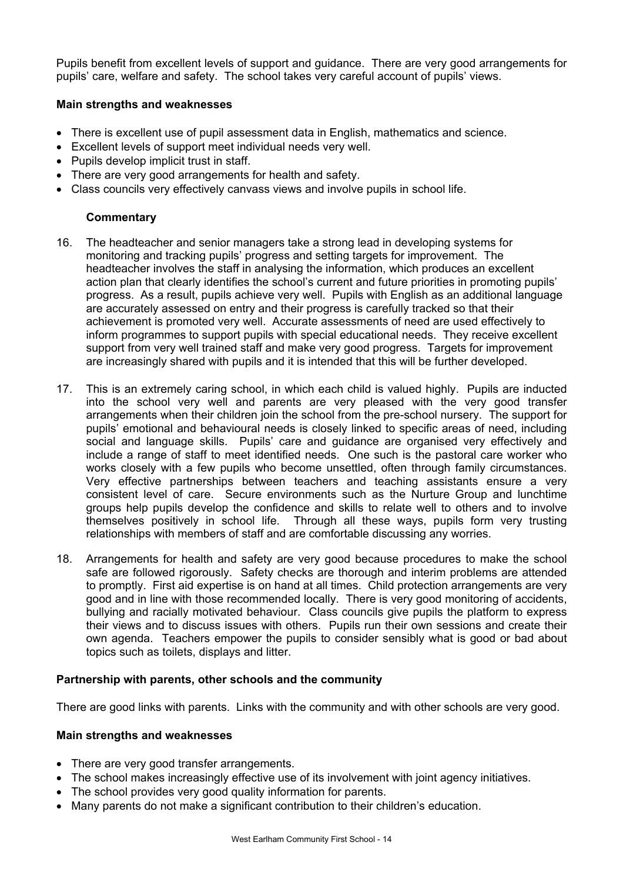Pupils benefit from excellent levels of support and guidance. There are very good arrangements for pupils' care, welfare and safety. The school takes very careful account of pupils' views.

**Main strengths and weaknesses**

- There is excellent use of pupil assessment data in English, mathematics and science.
- Excellent levels of support meet individual needs very well.
- Pupils develop implicit trust in staff.
- There are very good arrangements for health and safety.
- Class councils very effectively canvass views and involve pupils in school life.

**Commentary**

16. The headteacher and senior managers take a strong lead in developing systems for monitoring and tracking pupils' progress and setting targets for improvement. The headteacher involves the staff in analysing the information, which produces an excellent action plan that clearly identifies the school's current and future priorities in promoting pupils' progress. As a result, pupils achieve very well. Pupils with English as an additional language are accurately assessed on entry and their progress is carefully tracked so that their achievement is promoted very well. Accurate assessments of need are used effectively to inform programmes to support pupils with special educational needs. They receive excellent support from very well trained staff and make very good progress. Targets for improvement are increasingly shared with pupils and it is intended that this will be further developed.

17. This is an extremely caring school, in which each child is valued highly. Pupils are inducted into the school very well and parents are very pleased with the very good transfer arrangements when their children join the school from the pre-school nursery. The support for pupils' emotional and behavioural needs is closely linked to specific areas of need, including social and language skills. Pupils' care and guidance are organised very effectively and include a range of staff to meet identified needs. One such is the pastoral care worker who works closely with a few pupils who become unsettled, often through family circumstances. Very effective partnerships between teachers and teaching assistants ensure a very consistent level of care. Secure environments such as the Nurture Group and lunchtime groups help pupils develop the confidence and skills to relate well to others and to involve themselves positively in school life. Through all these ways, pupils form very trusting relationships with members of staff and are comfortable discussing any worries.

18. Arrangements for health and safety are very good because procedures to make the school safe are followed rigorously. Safety checks are thorough and interim problems are attended to promptly. First aid expertise is on hand at all times. Child protection arrangements are very good and in line with those recommended locally. There is very good monitoring of accidents, bullying and racially motivated behaviour. Class councils give pupils the platform to express their views and to discuss issues with others. Pupils run their own sessions and create their own agenda. Teachers empower the pupils to consider sensibly what is good or bad about topics such as toilets, displays and litter.

**Partnership with parents, other schools and the community**

There are good links with parents. Links with the community and with other schools are very good.

**Main strengths and weaknesses**

- There are very good transfer arrangements.
- The school makes increasingly effective use of its involvement with joint agency initiatives.
- The school provides very good quality information for parents.
- Many parents do not make a significant contribution to their children's education.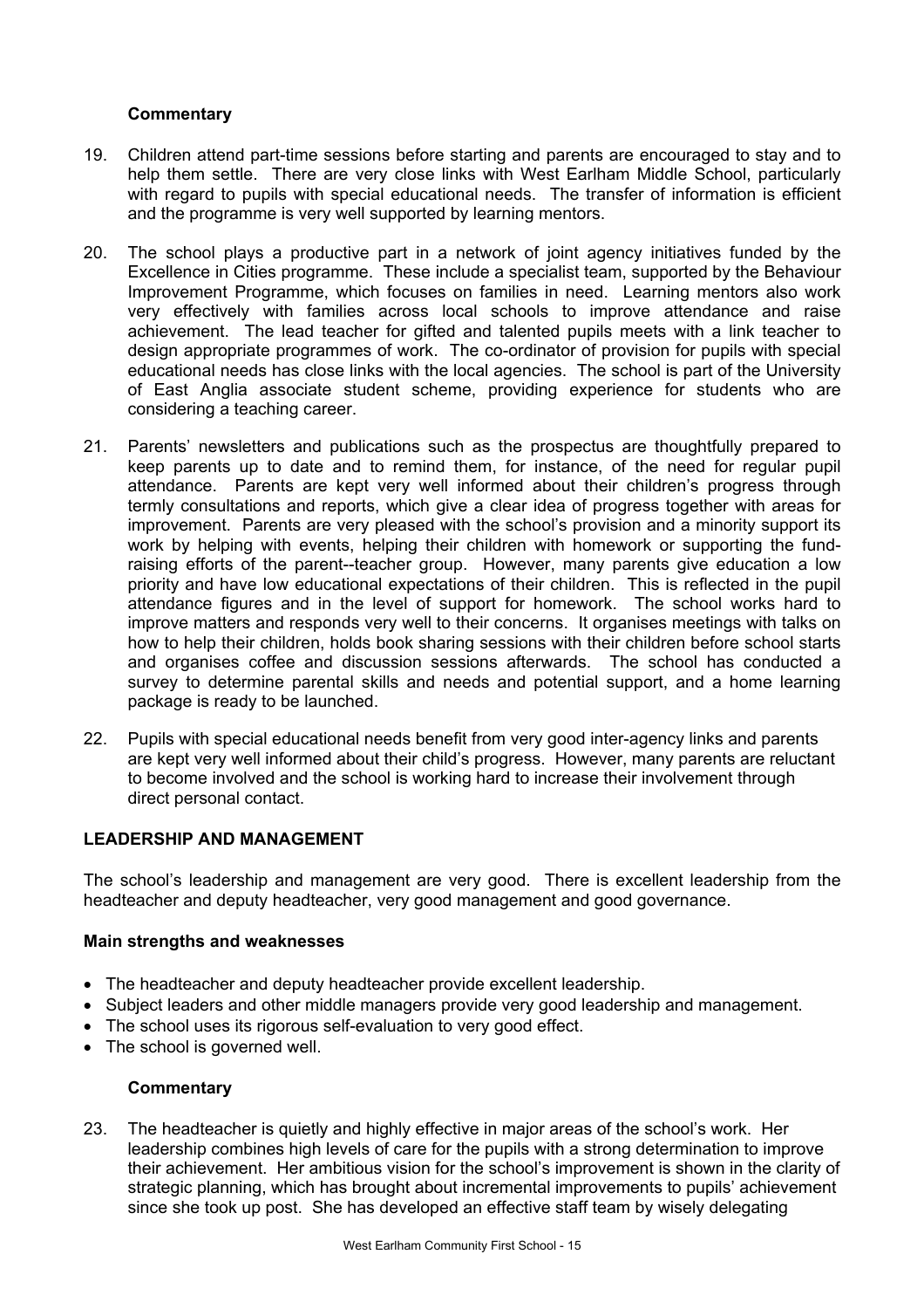### Commentary

19. Children attend part-time sessions before starting and parents are encouraged to stay and to help them settle. There are very close links with West Earlham Middle School, particularly with regard to pupils with special educational needs. The transfer of information is efficient and the programme is very well supported by learning mentors.

20. The school plays a productive part in a network of joint agency initiatives funded by the Excellence in Cities programme. These include a specialist team, supported by the Behaviour Improvement Programme, which focuses on families in need. Learning mentors also work very effectively with families across local schools to improve attendance and raise achievement. The lead teacher for gifted and talented pupils meets with a link teacher to design appropriate programmes of work. The co-ordinator of provision for pupils with special educational needs has close links with the local agencies. The school is part of the University of East Anglia associate student scheme, providing experience for students who are considering a teaching career.

21. Parents' newsletters and publications such as the prospectus are thoughtfully prepared to keep parents up to date and to remind them, for instance, of the need for regular pupil attendance. Parents are kept very well informed about their children's progress through termly consultations and reports, which give a clear idea of progress together with areas for improvement. Parents are very pleased with the school's provision and a minority support its work by helping with events, helping their children with homework or supporting the fund-raising efforts of the parent--teacher group. However, many parents give education a low priority and have low educational expectations of their children. This is reflected in the pupil attendance figures and in the level of support for homework. The school works hard to improve matters and responds very well to their concerns. It organises meetings with talks on how to help their children, holds book sharing sessions with their children before school starts and organises coffee and discussion sessions afterwards. The school has conducted a survey to determine parental skills and needs and potential support, and a home learning package is ready to be launched.

22. Pupils with special educational needs benefit from very good inter-agency links and parents are kept very well informed about their child's progress. However, many parents are reluctant to become involved and the school is working hard to increase their involvement through direct personal contact.

## LEADERSHIP AND MANAGEMENT

The school's leadership and management are very good. There is excellent leadership from the headteacher and deputy headteacher, very good management and good governance.

### Main strengths and weaknesses

- The headteacher and deputy headteacher provide excellent leadership.
- Subject leaders and other middle managers provide very good leadership and management.
- The school uses its rigorous self-evaluation to very good effect.
- The school is governed well.

### Commentary

23. The headteacher is quietly and highly effective in major areas of the school's work. Her leadership combines high levels of care for the pupils with a strong determination to improve their achievement. Her ambitious vision for the school's improvement is shown in the clarity of strategic planning, which has brought about incremental improvements to pupils' achievement since she took up post. She has developed an effective staff team by wisely delegating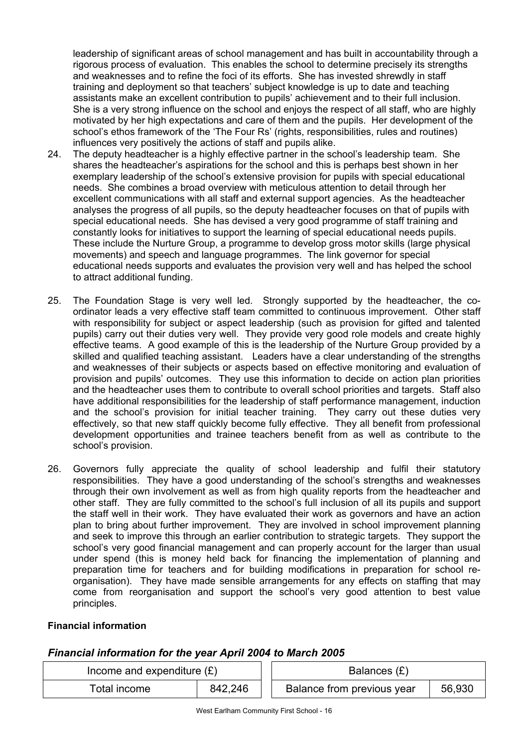leadership of significant areas of school management and has built in accountability through a rigorous process of evaluation. This enables the school to determine precisely its strengths and weaknesses and to refine the foci of its efforts. She has invested shrewdly in staff training and deployment so that teachers' subject knowledge is up to date and teaching assistants make an excellent contribution to pupils' achievement and to their full inclusion. She is a very strong influence on the school and enjoys the respect of all staff, who are highly motivated by her high expectations and care of them and the pupils. Her development of the school's ethos framework of the 'The Four Rs' (rights, responsibilities, rules and routines) influences very positively the actions of staff and pupils alike.

24. The deputy headteacher is a highly effective partner in the school's leadership team. She shares the headteacher's aspirations for the school and this is perhaps best shown in her exemplary leadership of the school's extensive provision for pupils with special educational needs. She combines a broad overview with meticulous attention to detail through her excellent communications with all staff and external support agencies. As the headteacher analyses the progress of all pupils, so the deputy headteacher focuses on that of pupils with special educational needs. She has devised a very good programme of staff training and constantly looks for initiatives to support the learning of special educational needs pupils. These include the Nurture Group, a programme to develop gross motor skills (large physical movements) and speech and language programmes. The link governor for special educational needs supports and evaluates the provision very well and has helped the school to attract additional funding.

25. The Foundation Stage is very well led. Strongly supported by the headteacher, the co-ordinator leads a very effective staff team committed to continuous improvement. Other staff with responsibility for subject or aspect leadership (such as provision for gifted and talented pupils) carry out their duties very well. They provide very good role models and create highly effective teams. A good example of this is the leadership of the Nurture Group provided by a skilled and qualified teaching assistant. Leaders have a clear understanding of the strengths and weaknesses of their subjects or aspects based on effective monitoring and evaluation of provision and pupils' outcomes. They use this information to decide on action plan priorities and the headteacher uses them to contribute to overall school priorities and targets. Staff also have additional responsibilities for the leadership of staff performance management, induction and the school's provision for initial teacher training. They carry out these duties very effectively, so that new staff quickly become fully effective. They all benefit from professional development opportunities and trainee teachers benefit from as well as contribute to the school's provision.

26. Governors fully appreciate the quality of school leadership and fulfil their statutory responsibilities. They have a good understanding of the school's strengths and weaknesses through their own involvement as well as from high quality reports from the headteacher and other staff. They are fully committed to the school's full inclusion of all its pupils and support the staff well in their work. They have evaluated their work as governors and have an action plan to bring about further improvement. They are involved in school improvement planning and seek to improve this through an earlier contribution to strategic targets. They support the school's very good financial management and can properly account for the larger than usual under spend (this is money held back for financing the implementation of planning and preparation time for teachers and for building modifications in preparation for school re-organisation). They have made sensible arrangements for any effects on staffing that may come from reorganisation and support the school's very good attention to best value principles.

**Financial information**

***Financial information for the year April 2004 to March 2005***

| Income and expenditure (£) | |
|---|---|
| Total income | 842,246 |

| Balances (£) | |
|---|---|
| Balance from previous year | 56,930 |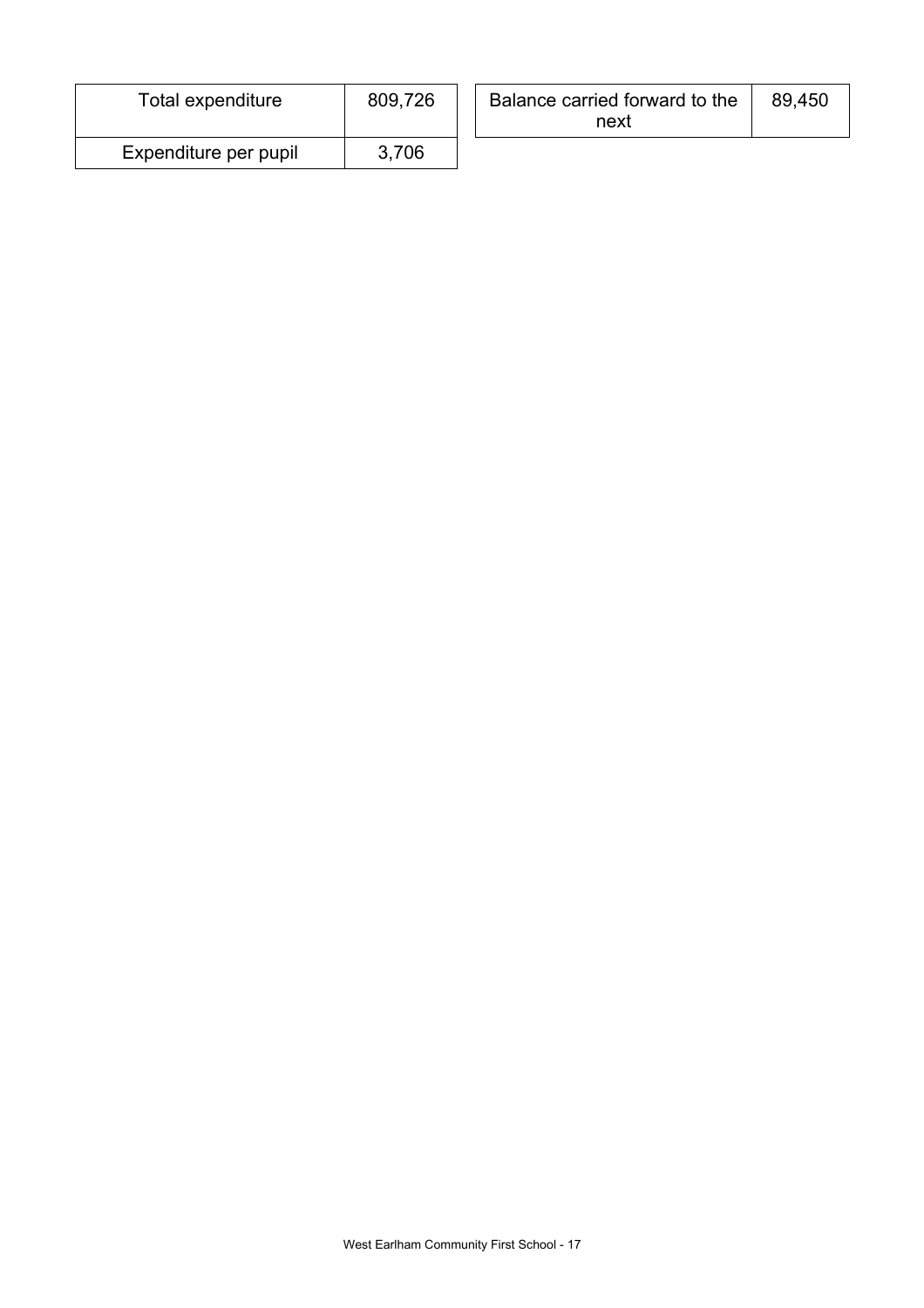| Total expenditure | 809,726 |
| --- | --- |
| Expenditure per pupil | 3,706 |

| Balance carried forward to the next | 89,450 |
| --- | --- |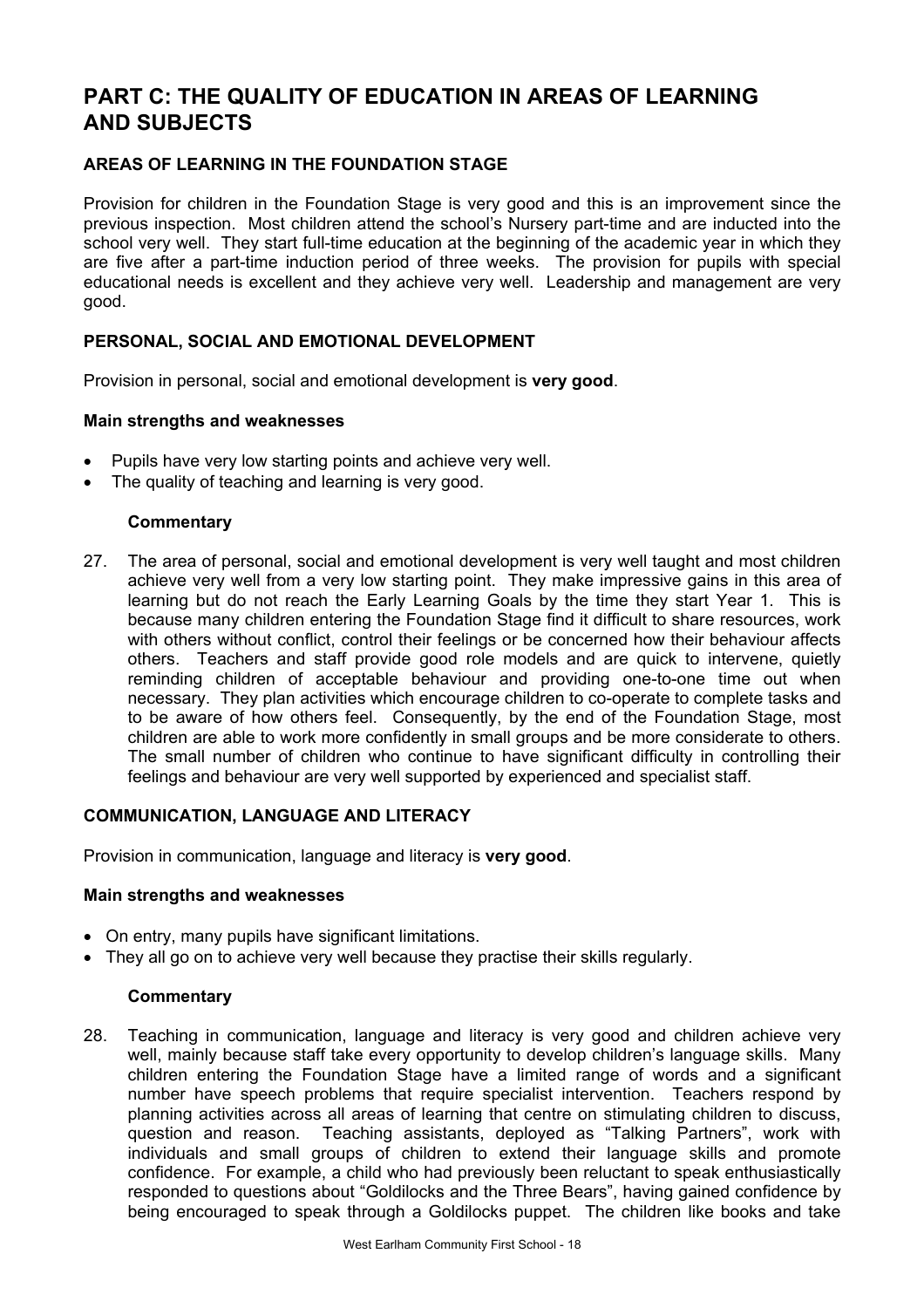# PART C: THE QUALITY OF EDUCATION IN AREAS OF LEARNING AND SUBJECTS

## AREAS OF LEARNING IN THE FOUNDATION STAGE

Provision for children in the Foundation Stage is very good and this is an improvement since the previous inspection. Most children attend the school's Nursery part-time and are inducted into the school very well. They start full-time education at the beginning of the academic year in which they are five after a part-time induction period of three weeks. The provision for pupils with special educational needs is excellent and they achieve very well. Leadership and management are very good.

## PERSONAL, SOCIAL AND EMOTIONAL DEVELOPMENT

Provision in personal, social and emotional development is **very good**.

### Main strengths and weaknesses

- Pupils have very low starting points and achieve very well.
- The quality of teaching and learning is very good.

#### Commentary

27. The area of personal, social and emotional development is very well taught and most children achieve very well from a very low starting point. They make impressive gains in this area of learning but do not reach the Early Learning Goals by the time they start Year 1. This is because many children entering the Foundation Stage find it difficult to share resources, work with others without conflict, control their feelings or be concerned how their behaviour affects others. Teachers and staff provide good role models and are quick to intervene, quietly reminding children of acceptable behaviour and providing one-to-one time out when necessary. They plan activities which encourage children to co-operate to complete tasks and to be aware of how others feel. Consequently, by the end of the Foundation Stage, most children are able to work more confidently in small groups and be more considerate to others. The small number of children who continue to have significant difficulty in controlling their feelings and behaviour are very well supported by experienced and specialist staff.

## COMMUNICATION, LANGUAGE AND LITERACY

Provision in communication, language and literacy is **very good**.

### Main strengths and weaknesses

- On entry, many pupils have significant limitations.
- They all go on to achieve very well because they practise their skills regularly.

#### Commentary

28. Teaching in communication, language and literacy is very good and children achieve very well, mainly because staff take every opportunity to develop children's language skills. Many children entering the Foundation Stage have a limited range of words and a significant number have speech problems that require specialist intervention. Teachers respond by planning activities across all areas of learning that centre on stimulating children to discuss, question and reason. Teaching assistants, deployed as "Talking Partners", work with individuals and small groups of children to extend their language skills and promote confidence. For example, a child who had previously been reluctant to speak enthusiastically responded to questions about "Goldilocks and the Three Bears", having gained confidence by being encouraged to speak through a Goldilocks puppet. The children like books and take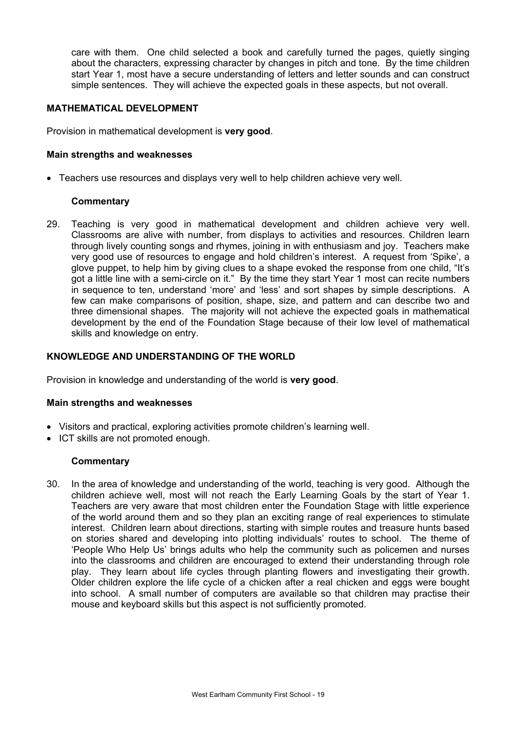care with them. One child selected a book and carefully turned the pages, quietly singing about the characters, expressing character by changes in pitch and tone. By the time children start Year 1, most have a secure understanding of letters and letter sounds and can construct simple sentences. They will achieve the expected goals in these aspects, but not overall.

## MATHEMATICAL DEVELOPMENT

Provision in mathematical development is **very good**.

### Main strengths and weaknesses

- Teachers use resources and displays very well to help children achieve very well.

#### Commentary

29. Teaching is very good in mathematical development and children achieve very well. Classrooms are alive with number, from displays to activities and resources. Children learn through lively counting songs and rhymes, joining in with enthusiasm and joy. Teachers make very good use of resources to engage and hold children's interest. A request from 'Spike', a glove puppet, to help him by giving clues to a shape evoked the response from one child, "It's got a little line with a semi-circle on it." By the time they start Year 1 most can recite numbers in sequence to ten, understand 'more' and 'less' and sort shapes by simple descriptions. A few can make comparisons of position, shape, size, and pattern and can describe two and three dimensional shapes. The majority will not achieve the expected goals in mathematical development by the end of the Foundation Stage because of their low level of mathematical skills and knowledge on entry.

## KNOWLEDGE AND UNDERSTANDING OF THE WORLD

Provision in knowledge and understanding of the world is **very good**.

### Main strengths and weaknesses

- Visitors and practical, exploring activities promote children's learning well.
- ICT skills are not promoted enough.

#### Commentary

30. In the area of knowledge and understanding of the world, teaching is very good. Although the children achieve well, most will not reach the Early Learning Goals by the start of Year 1. Teachers are very aware that most children enter the Foundation Stage with little experience of the world around them and so they plan an exciting range of real experiences to stimulate interest. Children learn about directions, starting with simple routes and treasure hunts based on stories shared and developing into plotting individuals' routes to school. The theme of 'People Who Help Us' brings adults who help the community such as policemen and nurses into the classrooms and children are encouraged to extend their understanding through role play. They learn about life cycles through planting flowers and investigating their growth. Older children explore the life cycle of a chicken after a real chicken and eggs were bought into school. A small number of computers are available so that children may practise their mouse and keyboard skills but this aspect is not sufficiently promoted.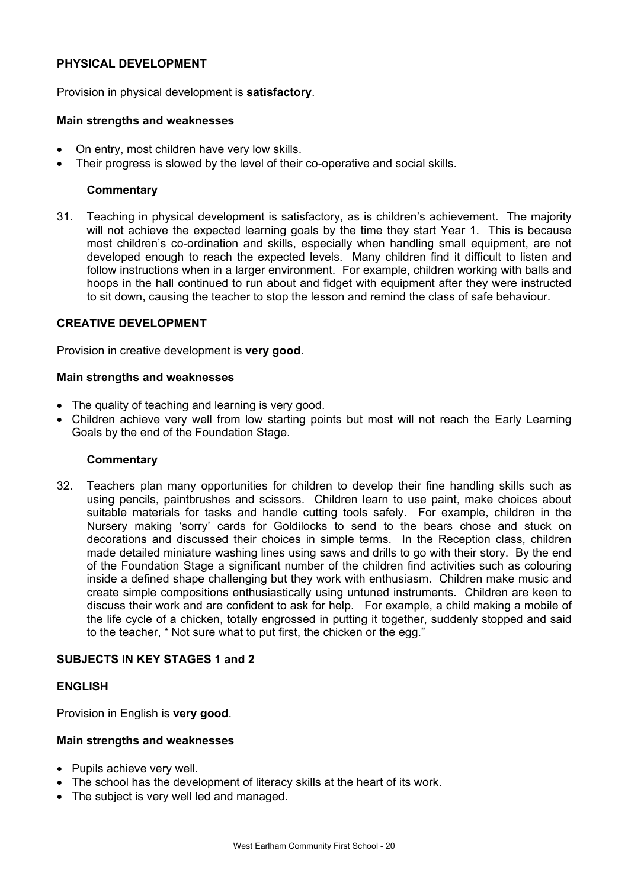### PHYSICAL DEVELOPMENT

Provision in physical development is **satisfactory**.

#### Main strengths and weaknesses

- On entry, most children have very low skills.
- Their progress is slowed by the level of their co-operative and social skills.

#### Commentary

31. Teaching in physical development is satisfactory, as is children's achievement. The majority will not achieve the expected learning goals by the time they start Year 1. This is because most children's co-ordination and skills, especially when handling small equipment, are not developed enough to reach the expected levels. Many children find it difficult to listen and follow instructions when in a larger environment. For example, children working with balls and hoops in the hall continued to run about and fidget with equipment after they were instructed to sit down, causing the teacher to stop the lesson and remind the class of safe behaviour.

### CREATIVE DEVELOPMENT

Provision in creative development is **very good**.

#### Main strengths and weaknesses

- The quality of teaching and learning is very good.
- Children achieve very well from low starting points but most will not reach the Early Learning Goals by the end of the Foundation Stage.

#### Commentary

32. Teachers plan many opportunities for children to develop their fine handling skills such as using pencils, paintbrushes and scissors. Children learn to use paint, make choices about suitable materials for tasks and handle cutting tools safely. For example, children in the Nursery making 'sorry' cards for Goldilocks to send to the bears chose and stuck on decorations and discussed their choices in simple terms. In the Reception class, children made detailed miniature washing lines using saws and drills to go with their story. By the end of the Foundation Stage a significant number of the children find activities such as colouring inside a defined shape challenging but they work with enthusiasm. Children make music and create simple compositions enthusiastically using untuned instruments. Children are keen to discuss their work and are confident to ask for help. For example, a child making a mobile of the life cycle of a chicken, totally engrossed in putting it together, suddenly stopped and said to the teacher, " Not sure what to put first, the chicken or the egg."

## SUBJECTS IN KEY STAGES 1 and 2

### ENGLISH

Provision in English is **very good**.

#### Main strengths and weaknesses

- Pupils achieve very well.
- The school has the development of literacy skills at the heart of its work.
- The subject is very well led and managed.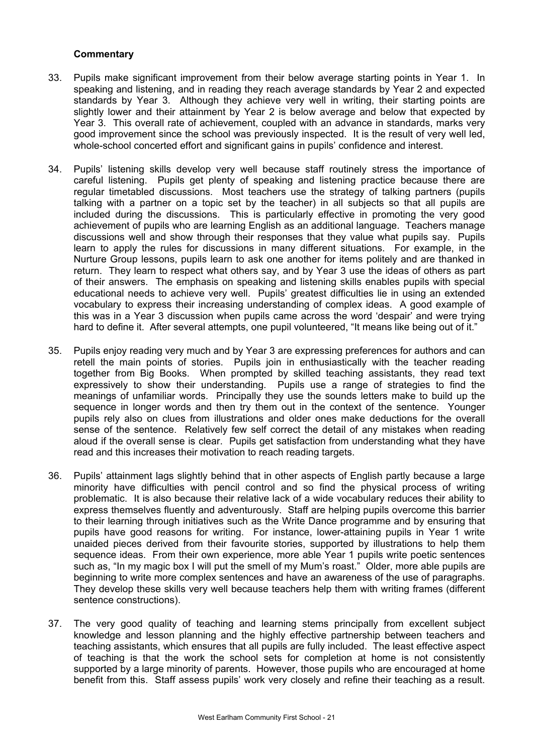### Commentary

33. Pupils make significant improvement from their below average starting points in Year 1. In speaking and listening, and in reading they reach average standards by Year 2 and expected standards by Year 3. Although they achieve very well in writing, their starting points are slightly lower and their attainment by Year 2 is below average and below that expected by Year 3. This overall rate of achievement, coupled with an advance in standards, marks very good improvement since the school was previously inspected. It is the result of very well led, whole-school concerted effort and significant gains in pupils' confidence and interest.

34. Pupils' listening skills develop very well because staff routinely stress the importance of careful listening. Pupils get plenty of speaking and listening practice because there are regular timetabled discussions. Most teachers use the strategy of talking partners (pupils talking with a partner on a topic set by the teacher) in all subjects so that all pupils are included during the discussions. This is particularly effective in promoting the very good achievement of pupils who are learning English as an additional language. Teachers manage discussions well and show through their responses that they value what pupils say. Pupils learn to apply the rules for discussions in many different situations. For example, in the Nurture Group lessons, pupils learn to ask one another for items politely and are thanked in return. They learn to respect what others say, and by Year 3 use the ideas of others as part of their answers. The emphasis on speaking and listening skills enables pupils with special educational needs to achieve very well. Pupils' greatest difficulties lie in using an extended vocabulary to express their increasing understanding of complex ideas. A good example of this was in a Year 3 discussion when pupils came across the word 'despair' and were trying hard to define it. After several attempts, one pupil volunteered, "It means like being out of it."

35. Pupils enjoy reading very much and by Year 3 are expressing preferences for authors and can retell the main points of stories. Pupils join in enthusiastically with the teacher reading together from Big Books. When prompted by skilled teaching assistants, they read text expressively to show their understanding. Pupils use a range of strategies to find the meanings of unfamiliar words. Principally they use the sounds letters make to build up the sequence in longer words and then try them out in the context of the sentence. Younger pupils rely also on clues from illustrations and older ones make deductions for the overall sense of the sentence. Relatively few self correct the detail of any mistakes when reading aloud if the overall sense is clear. Pupils get satisfaction from understanding what they have read and this increases their motivation to reach reading targets.

36. Pupils' attainment lags slightly behind that in other aspects of English partly because a large minority have difficulties with pencil control and so find the physical process of writing problematic. It is also because their relative lack of a wide vocabulary reduces their ability to express themselves fluently and adventurously. Staff are helping pupils overcome this barrier to their learning through initiatives such as the Write Dance programme and by ensuring that pupils have good reasons for writing. For instance, lower-attaining pupils in Year 1 write unaided pieces derived from their favourite stories, supported by illustrations to help them sequence ideas. From their own experience, more able Year 1 pupils write poetic sentences such as, "In my magic box I will put the smell of my Mum's roast." Older, more able pupils are beginning to write more complex sentences and have an awareness of the use of paragraphs. They develop these skills very well because teachers help them with writing frames (different sentence constructions).

37. The very good quality of teaching and learning stems principally from excellent subject knowledge and lesson planning and the highly effective partnership between teachers and teaching assistants, which ensures that all pupils are fully included. The least effective aspect of teaching is that the work the school sets for completion at home is not consistently supported by a large minority of parents. However, those pupils who are encouraged at home benefit from this. Staff assess pupils' work very closely and refine their teaching as a result.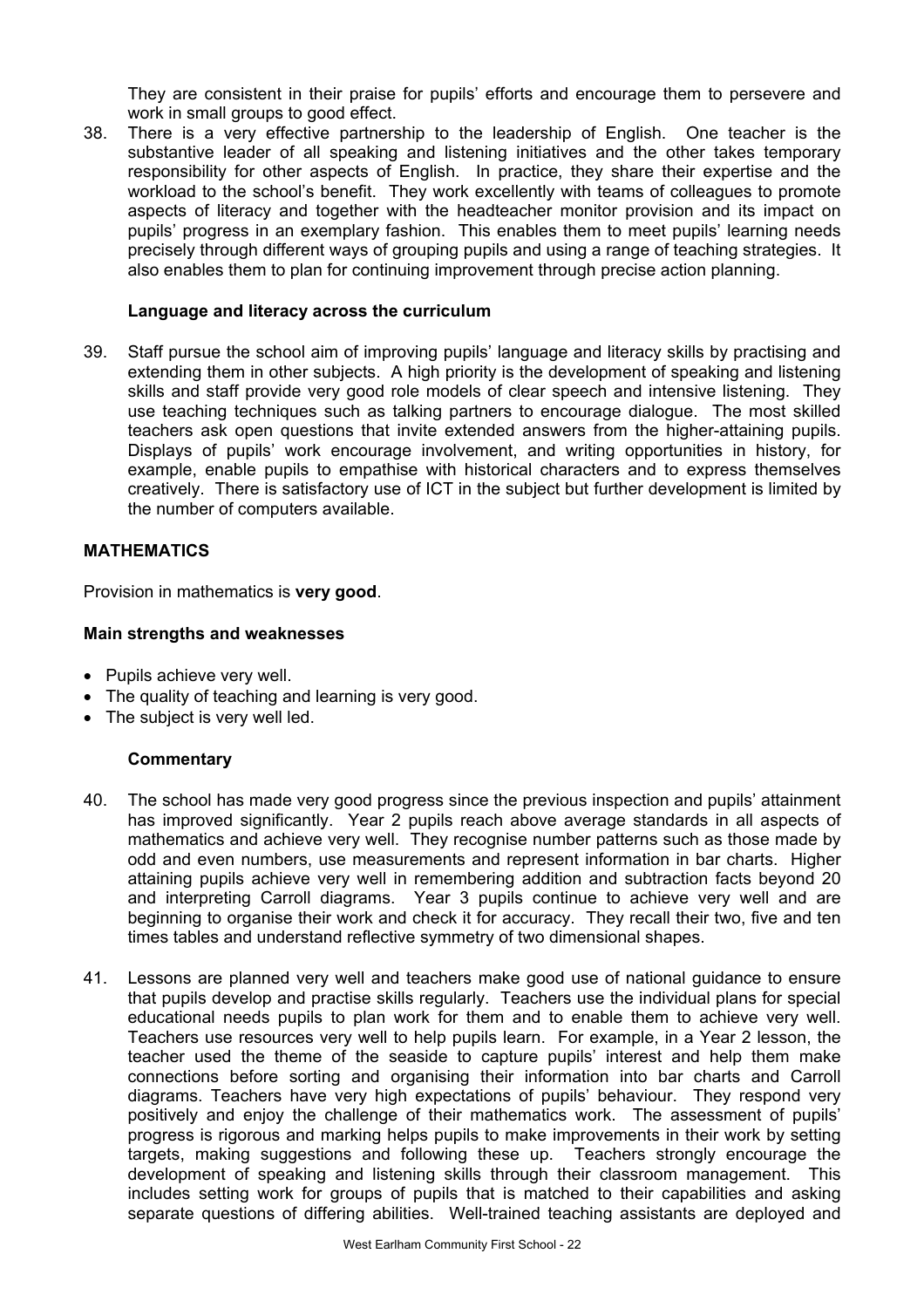They are consistent in their praise for pupils' efforts and encourage them to persevere and work in small groups to good effect.

38. There is a very effective partnership to the leadership of English. One teacher is the substantive leader of all speaking and listening initiatives and the other takes temporary responsibility for other aspects of English. In practice, they share their expertise and the workload to the school's benefit. They work excellently with teams of colleagues to promote aspects of literacy and together with the headteacher monitor provision and its impact on pupils' progress in an exemplary fashion. This enables them to meet pupils' learning needs precisely through different ways of grouping pupils and using a range of teaching strategies. It also enables them to plan for continuing improvement through precise action planning.

### Language and literacy across the curriculum

39. Staff pursue the school aim of improving pupils' language and literacy skills by practising and extending them in other subjects. A high priority is the development of speaking and listening skills and staff provide very good role models of clear speech and intensive listening. They use teaching techniques such as talking partners to encourage dialogue. The most skilled teachers ask open questions that invite extended answers from the higher-attaining pupils. Displays of pupils' work encourage involvement, and writing opportunities in history, for example, enable pupils to empathise with historical characters and to express themselves creatively. There is satisfactory use of ICT in the subject but further development is limited by the number of computers available.

## MATHEMATICS

Provision in mathematics is **very good**.

### Main strengths and weaknesses

- Pupils achieve very well.
- The quality of teaching and learning is very good.
- The subject is very well led.

### Commentary

40. The school has made very good progress since the previous inspection and pupils' attainment has improved significantly. Year 2 pupils reach above average standards in all aspects of mathematics and achieve very well. They recognise number patterns such as those made by odd and even numbers, use measurements and represent information in bar charts. Higher attaining pupils achieve very well in remembering addition and subtraction facts beyond 20 and interpreting Carroll diagrams. Year 3 pupils continue to achieve very well and are beginning to organise their work and check it for accuracy. They recall their two, five and ten times tables and understand reflective symmetry of two dimensional shapes.

41. Lessons are planned very well and teachers make good use of national guidance to ensure that pupils develop and practise skills regularly. Teachers use the individual plans for special educational needs pupils to plan work for them and to enable them to achieve very well. Teachers use resources very well to help pupils learn. For example, in a Year 2 lesson, the teacher used the theme of the seaside to capture pupils' interest and help them make connections before sorting and organising their information into bar charts and Carroll diagrams. Teachers have very high expectations of pupils' behaviour. They respond very positively and enjoy the challenge of their mathematics work. The assessment of pupils' progress is rigorous and marking helps pupils to make improvements in their work by setting targets, making suggestions and following these up. Teachers strongly encourage the development of speaking and listening skills through their classroom management. This includes setting work for groups of pupils that is matched to their capabilities and asking separate questions of differing abilities. Well-trained teaching assistants are deployed and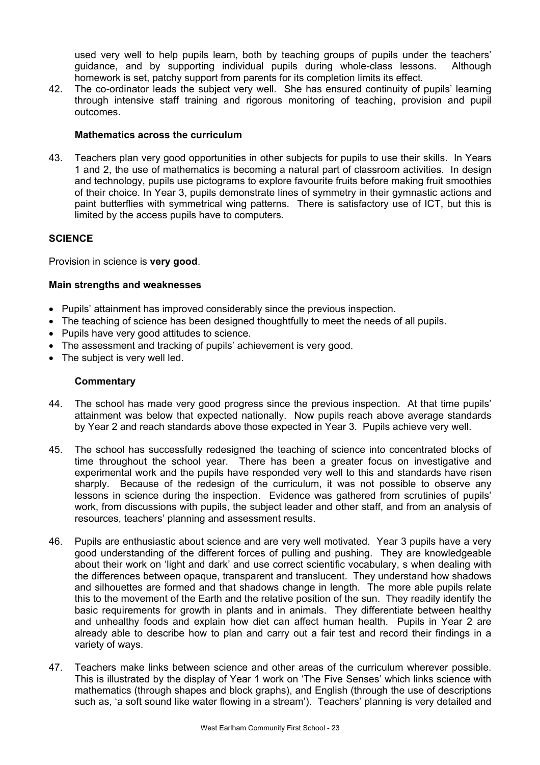used very well to help pupils learn, both by teaching groups of pupils under the teachers' guidance, and by supporting individual pupils during whole-class lessons. Although homework is set, patchy support from parents for its completion limits its effect.

42. The co-ordinator leads the subject very well. She has ensured continuity of pupils' learning through intensive staff training and rigorous monitoring of teaching, provision and pupil outcomes.

### Mathematics across the curriculum

43. Teachers plan very good opportunities in other subjects for pupils to use their skills. In Years 1 and 2, the use of mathematics is becoming a natural part of classroom activities. In design and technology, pupils use pictograms to explore favourite fruits before making fruit smoothies of their choice. In Year 3, pupils demonstrate lines of symmetry in their gymnastic actions and paint butterflies with symmetrical wing patterns. There is satisfactory use of ICT, but this is limited by the access pupils have to computers.

## SCIENCE

Provision in science is **very good**.

### Main strengths and weaknesses

- Pupils' attainment has improved considerably since the previous inspection.
- The teaching of science has been designed thoughtfully to meet the needs of all pupils.
- Pupils have very good attitudes to science.
- The assessment and tracking of pupils' achievement is very good.
- The subject is very well led.

### Commentary

44. The school has made very good progress since the previous inspection. At that time pupils' attainment was below that expected nationally. Now pupils reach above average standards by Year 2 and reach standards above those expected in Year 3. Pupils achieve very well.

45. The school has successfully redesigned the teaching of science into concentrated blocks of time throughout the school year. There has been a greater focus on investigative and experimental work and the pupils have responded very well to this and standards have risen sharply. Because of the redesign of the curriculum, it was not possible to observe any lessons in science during the inspection. Evidence was gathered from scrutinies of pupils' work, from discussions with pupils, the subject leader and other staff, and from an analysis of resources, teachers' planning and assessment results.

46. Pupils are enthusiastic about science and are very well motivated. Year 3 pupils have a very good understanding of the different forces of pulling and pushing. They are knowledgeable about their work on 'light and dark' and use correct scientific vocabulary, s when dealing with the differences between opaque, transparent and translucent. They understand how shadows and silhouettes are formed and that shadows change in length. The more able pupils relate this to the movement of the Earth and the relative position of the sun. They readily identify the basic requirements for growth in plants and in animals. They differentiate between healthy and unhealthy foods and explain how diet can affect human health. Pupils in Year 2 are already able to describe how to plan and carry out a fair test and record their findings in a variety of ways.

47. Teachers make links between science and other areas of the curriculum wherever possible. This is illustrated by the display of Year 1 work on 'The Five Senses' which links science with mathematics (through shapes and block graphs), and English (through the use of descriptions such as, 'a soft sound like water flowing in a stream'). Teachers' planning is very detailed and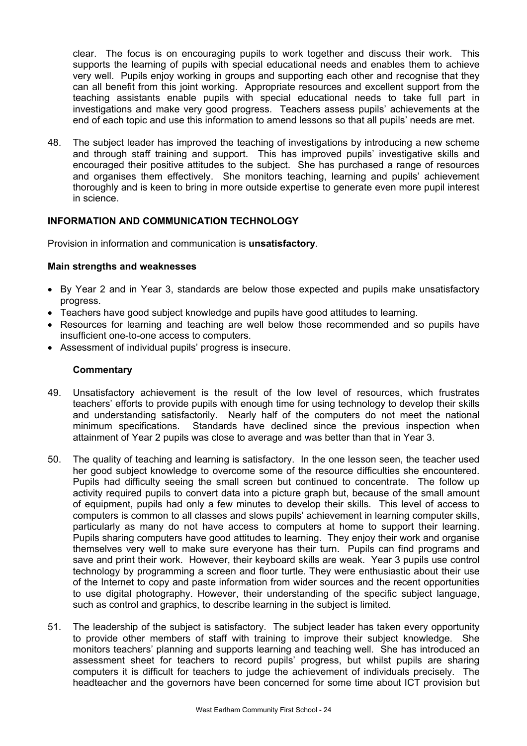clear. The focus is on encouraging pupils to work together and discuss their work. This supports the learning of pupils with special educational needs and enables them to achieve very well. Pupils enjoy working in groups and supporting each other and recognise that they can all benefit from this joint working. Appropriate resources and excellent support from the teaching assistants enable pupils with special educational needs to take full part in investigations and make very good progress. Teachers assess pupils' achievements at the end of each topic and use this information to amend lessons so that all pupils' needs are met.

48. The subject leader has improved the teaching of investigations by introducing a new scheme and through staff training and support. This has improved pupils' investigative skills and encouraged their positive attitudes to the subject. She has purchased a range of resources and organises them effectively. She monitors teaching, learning and pupils' achievement thoroughly and is keen to bring in more outside expertise to generate even more pupil interest in science.

## INFORMATION AND COMMUNICATION TECHNOLOGY

Provision in information and communication is **unsatisfactory**.

### Main strengths and weaknesses

- By Year 2 and in Year 3, standards are below those expected and pupils make unsatisfactory progress.
- Teachers have good subject knowledge and pupils have good attitudes to learning.
- Resources for learning and teaching are well below those recommended and so pupils have insufficient one-to-one access to computers.
- Assessment of individual pupils' progress is insecure.

### Commentary

49. Unsatisfactory achievement is the result of the low level of resources, which frustrates teachers' efforts to provide pupils with enough time for using technology to develop their skills and understanding satisfactorily. Nearly half of the computers do not meet the national minimum specifications. Standards have declined since the previous inspection when attainment of Year 2 pupils was close to average and was better than that in Year 3.

50. The quality of teaching and learning is satisfactory. In the one lesson seen, the teacher used her good subject knowledge to overcome some of the resource difficulties she encountered. Pupils had difficulty seeing the small screen but continued to concentrate. The follow up activity required pupils to convert data into a picture graph but, because of the small amount of equipment, pupils had only a few minutes to develop their skills. This level of access to computers is common to all classes and slows pupils' achievement in learning computer skills, particularly as many do not have access to computers at home to support their learning. Pupils sharing computers have good attitudes to learning. They enjoy their work and organise themselves very well to make sure everyone has their turn. Pupils can find programs and save and print their work. However, their keyboard skills are weak. Year 3 pupils use control technology by programming a screen and floor turtle. They were enthusiastic about their use of the Internet to copy and paste information from wider sources and the recent opportunities to use digital photography. However, their understanding of the specific subject language, such as control and graphics, to describe learning in the subject is limited.

51. The leadership of the subject is satisfactory. The subject leader has taken every opportunity to provide other members of staff with training to improve their subject knowledge. She monitors teachers' planning and supports learning and teaching well. She has introduced an assessment sheet for teachers to record pupils' progress, but whilst pupils are sharing computers it is difficult for teachers to judge the achievement of individuals precisely. The headteacher and the governors have been concerned for some time about ICT provision but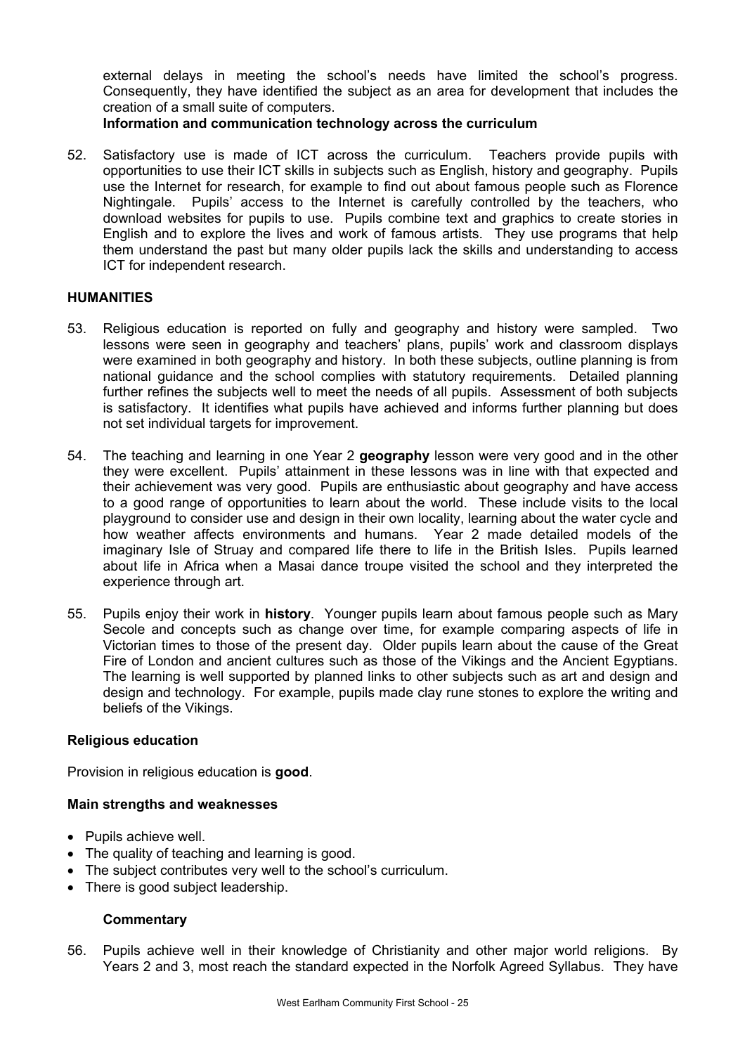external delays in meeting the school's needs have limited the school's progress. Consequently, they have identified the subject as an area for development that includes the creation of a small suite of computers.

**Information and communication technology across the curriculum**

52. Satisfactory use is made of ICT across the curriculum. Teachers provide pupils with opportunities to use their ICT skills in subjects such as English, history and geography. Pupils use the Internet for research, for example to find out about famous people such as Florence Nightingale. Pupils' access to the Internet is carefully controlled by the teachers, who download websites for pupils to use. Pupils combine text and graphics to create stories in English and to explore the lives and work of famous artists. They use programs that help them understand the past but many older pupils lack the skills and understanding to access ICT for independent research.

## HUMANITIES

53. Religious education is reported on fully and geography and history were sampled. Two lessons were seen in geography and teachers' plans, pupils' work and classroom displays were examined in both geography and history. In both these subjects, outline planning is from national guidance and the school complies with statutory requirements. Detailed planning further refines the subjects well to meet the needs of all pupils. Assessment of both subjects is satisfactory. It identifies what pupils have achieved and informs further planning but does not set individual targets for improvement.

54. The teaching and learning in one Year 2 **geography** lesson were very good and in the other they were excellent. Pupils' attainment in these lessons was in line with that expected and their achievement was very good. Pupils are enthusiastic about geography and have access to a good range of opportunities to learn about the world. These include visits to the local playground to consider use and design in their own locality, learning about the water cycle and how weather affects environments and humans. Year 2 made detailed models of the imaginary Isle of Struay and compared life there to life in the British Isles. Pupils learned about life in Africa when a Masai dance troupe visited the school and they interpreted the experience through art.

55. Pupils enjoy their work in **history**. Younger pupils learn about famous people such as Mary Secole and concepts such as change over time, for example comparing aspects of life in Victorian times to those of the present day. Older pupils learn about the cause of the Great Fire of London and ancient cultures such as those of the Vikings and the Ancient Egyptians. The learning is well supported by planned links to other subjects such as art and design and design and technology. For example, pupils made clay rune stones to explore the writing and beliefs of the Vikings.

### Religious education

Provision in religious education is **good**.

**Main strengths and weaknesses**

- Pupils achieve well.
- The quality of teaching and learning is good.
- The subject contributes very well to the school's curriculum.
- There is good subject leadership.

**Commentary**

56. Pupils achieve well in their knowledge of Christianity and other major world religions. By Years 2 and 3, most reach the standard expected in the Norfolk Agreed Syllabus. They have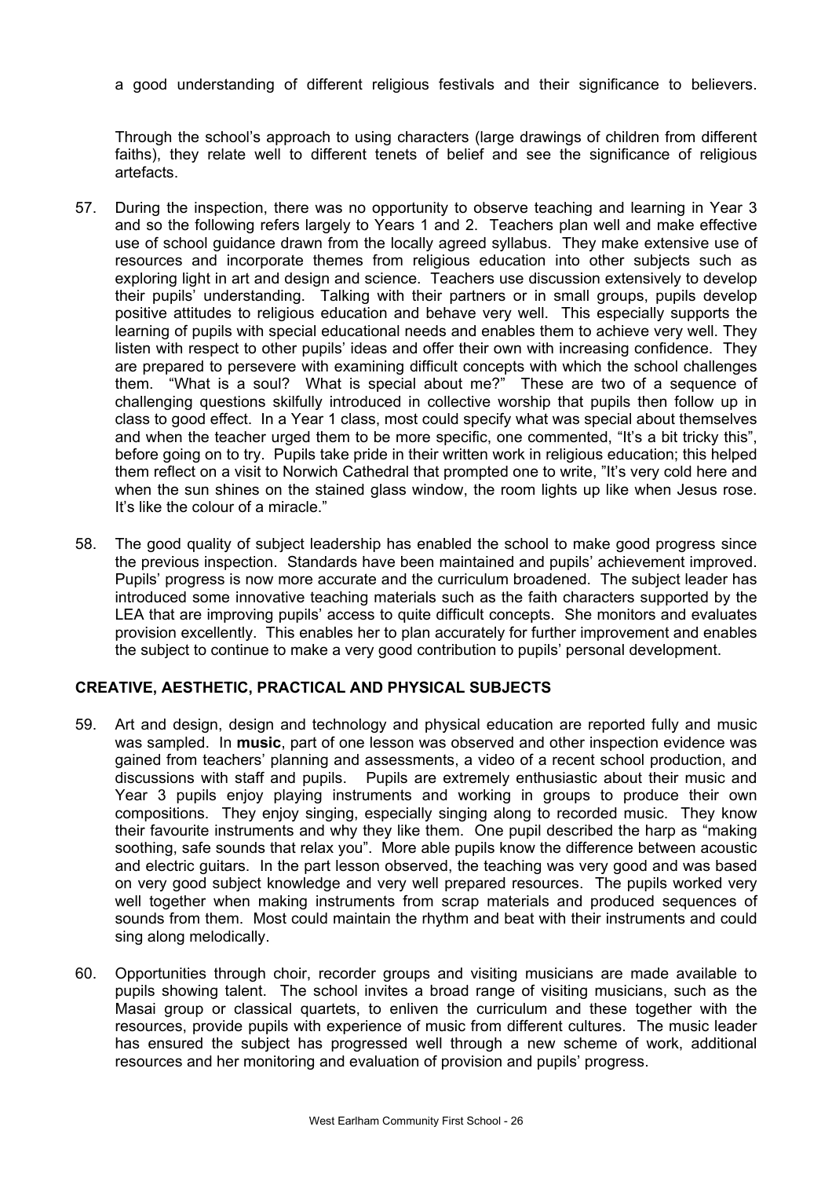a good understanding of different religious festivals and their significance to believers.

Through the school's approach to using characters (large drawings of children from different faiths), they relate well to different tenets of belief and see the significance of religious artefacts.

57. During the inspection, there was no opportunity to observe teaching and learning in Year 3 and so the following refers largely to Years 1 and 2. Teachers plan well and make effective use of school guidance drawn from the locally agreed syllabus. They make extensive use of resources and incorporate themes from religious education into other subjects such as exploring light in art and design and science. Teachers use discussion extensively to develop their pupils' understanding. Talking with their partners or in small groups, pupils develop positive attitudes to religious education and behave very well. This especially supports the learning of pupils with special educational needs and enables them to achieve very well. They listen with respect to other pupils' ideas and offer their own with increasing confidence. They are prepared to persevere with examining difficult concepts with which the school challenges them. "What is a soul? What is special about me?" These are two of a sequence of challenging questions skilfully introduced in collective worship that pupils then follow up in class to good effect. In a Year 1 class, most could specify what was special about themselves and when the teacher urged them to be more specific, one commented, "It's a bit tricky this", before going on to try. Pupils take pride in their written work in religious education; this helped them reflect on a visit to Norwich Cathedral that prompted one to write, "It's very cold here and when the sun shines on the stained glass window, the room lights up like when Jesus rose. It's like the colour of a miracle."

58. The good quality of subject leadership has enabled the school to make good progress since the previous inspection. Standards have been maintained and pupils' achievement improved. Pupils' progress is now more accurate and the curriculum broadened. The subject leader has introduced some innovative teaching materials such as the faith characters supported by the LEA that are improving pupils' access to quite difficult concepts. She monitors and evaluates provision excellently. This enables her to plan accurately for further improvement and enables the subject to continue to make a very good contribution to pupils' personal development.

## CREATIVE, AESTHETIC, PRACTICAL AND PHYSICAL SUBJECTS

59. Art and design, design and technology and physical education are reported fully and music was sampled. In **music**, part of one lesson was observed and other inspection evidence was gained from teachers' planning and assessments, a video of a recent school production, and discussions with staff and pupils. Pupils are extremely enthusiastic about their music and Year 3 pupils enjoy playing instruments and working in groups to produce their own compositions. They enjoy singing, especially singing along to recorded music. They know their favourite instruments and why they like them. One pupil described the harp as "making soothing, safe sounds that relax you". More able pupils know the difference between acoustic and electric guitars. In the part lesson observed, the teaching was very good and was based on very good subject knowledge and very well prepared resources. The pupils worked very well together when making instruments from scrap materials and produced sequences of sounds from them. Most could maintain the rhythm and beat with their instruments and could sing along melodically.

60. Opportunities through choir, recorder groups and visiting musicians are made available to pupils showing talent. The school invites a broad range of visiting musicians, such as the Masai group or classical quartets, to enliven the curriculum and these together with the resources, provide pupils with experience of music from different cultures. The music leader has ensured the subject has progressed well through a new scheme of work, additional resources and her monitoring and evaluation of provision and pupils' progress.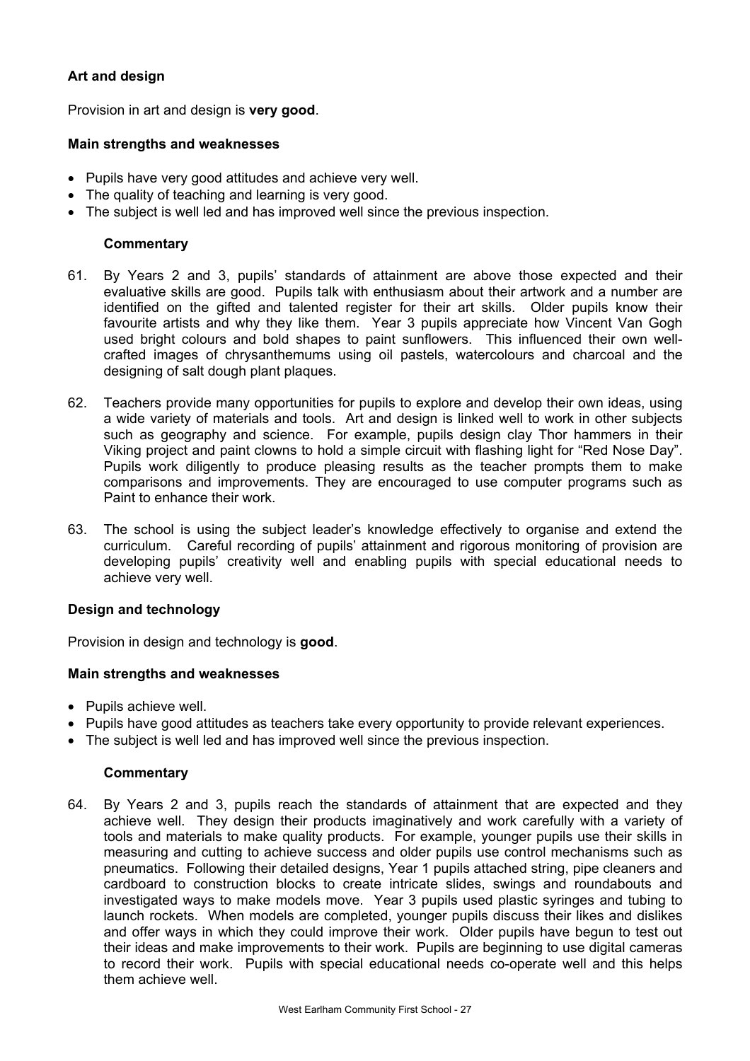### Art and design

Provision in art and design is **very good**.

#### Main strengths and weaknesses

- Pupils have very good attitudes and achieve very well.
- The quality of teaching and learning is very good.
- The subject is well led and has improved well since the previous inspection.

#### Commentary

61. By Years 2 and 3, pupils' standards of attainment are above those expected and their evaluative skills are good. Pupils talk with enthusiasm about their artwork and a number are identified on the gifted and talented register for their art skills. Older pupils know their favourite artists and why they like them. Year 3 pupils appreciate how Vincent Van Gogh used bright colours and bold shapes to paint sunflowers. This influenced their own well-crafted images of chrysanthemums using oil pastels, watercolours and charcoal and the designing of salt dough plant plaques.

62. Teachers provide many opportunities for pupils to explore and develop their own ideas, using a wide variety of materials and tools. Art and design is linked well to work in other subjects such as geography and science. For example, pupils design clay Thor hammers in their Viking project and paint clowns to hold a simple circuit with flashing light for "Red Nose Day". Pupils work diligently to produce pleasing results as the teacher prompts them to make comparisons and improvements. They are encouraged to use computer programs such as Paint to enhance their work.

63. The school is using the subject leader's knowledge effectively to organise and extend the curriculum. Careful recording of pupils' attainment and rigorous monitoring of provision are developing pupils' creativity well and enabling pupils with special educational needs to achieve very well.

### Design and technology

Provision in design and technology is **good**.

#### Main strengths and weaknesses

- Pupils achieve well.
- Pupils have good attitudes as teachers take every opportunity to provide relevant experiences.
- The subject is well led and has improved well since the previous inspection.

#### Commentary

64. By Years 2 and 3, pupils reach the standards of attainment that are expected and they achieve well. They design their products imaginatively and work carefully with a variety of tools and materials to make quality products. For example, younger pupils use their skills in measuring and cutting to achieve success and older pupils use control mechanisms such as pneumatics. Following their detailed designs, Year 1 pupils attached string, pipe cleaners and cardboard to construction blocks to create intricate slides, swings and roundabouts and investigated ways to make models move. Year 3 pupils used plastic syringes and tubing to launch rockets. When models are completed, younger pupils discuss their likes and dislikes and offer ways in which they could improve their work. Older pupils have begun to test out their ideas and make improvements to their work. Pupils are beginning to use digital cameras to record their work. Pupils with special educational needs co-operate well and this helps them achieve well.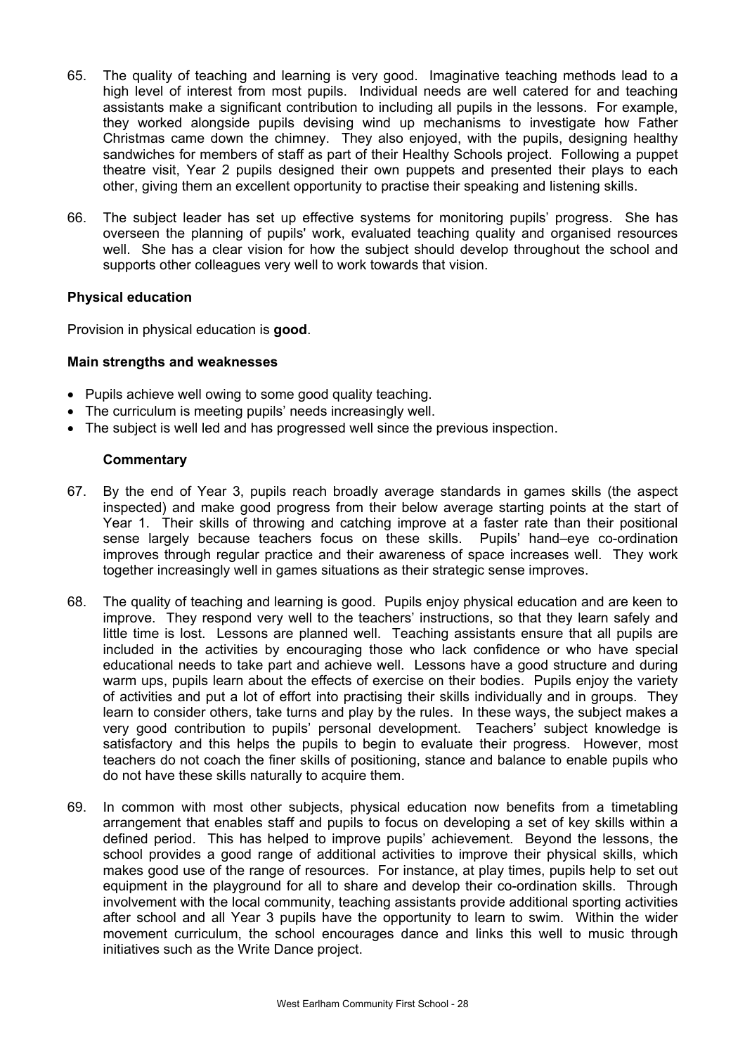65. The quality of teaching and learning is very good. Imaginative teaching methods lead to a high level of interest from most pupils. Individual needs are well catered for and teaching assistants make a significant contribution to including all pupils in the lessons. For example, they worked alongside pupils devising wind up mechanisms to investigate how Father Christmas came down the chimney. They also enjoyed, with the pupils, designing healthy sandwiches for members of staff as part of their Healthy Schools project. Following a puppet theatre visit, Year 2 pupils designed their own puppets and presented their plays to each other, giving them an excellent opportunity to practise their speaking and listening skills.

66. The subject leader has set up effective systems for monitoring pupils' progress. She has overseen the planning of pupils' work, evaluated teaching quality and organised resources well. She has a clear vision for how the subject should develop throughout the school and supports other colleagues very well to work towards that vision.

**Physical education**

Provision in physical education is **good**.

**Main strengths and weaknesses**

- Pupils achieve well owing to some good quality teaching.
- The curriculum is meeting pupils' needs increasingly well.
- The subject is well led and has progressed well since the previous inspection.

**Commentary**

67. By the end of Year 3, pupils reach broadly average standards in games skills (the aspect inspected) and make good progress from their below average starting points at the start of Year 1. Their skills of throwing and catching improve at a faster rate than their positional sense largely because teachers focus on these skills. Pupils' hand–eye co-ordination improves through regular practice and their awareness of space increases well. They work together increasingly well in games situations as their strategic sense improves.

68. The quality of teaching and learning is good. Pupils enjoy physical education and are keen to improve. They respond very well to the teachers' instructions, so that they learn safely and little time is lost. Lessons are planned well. Teaching assistants ensure that all pupils are included in the activities by encouraging those who lack confidence or who have special educational needs to take part and achieve well. Lessons have a good structure and during warm ups, pupils learn about the effects of exercise on their bodies. Pupils enjoy the variety of activities and put a lot of effort into practising their skills individually and in groups. They learn to consider others, take turns and play by the rules. In these ways, the subject makes a very good contribution to pupils' personal development. Teachers' subject knowledge is satisfactory and this helps the pupils to begin to evaluate their progress. However, most teachers do not coach the finer skills of positioning, stance and balance to enable pupils who do not have these skills naturally to acquire them.

69. In common with most other subjects, physical education now benefits from a timetabling arrangement that enables staff and pupils to focus on developing a set of key skills within a defined period. This has helped to improve pupils' achievement. Beyond the lessons, the school provides a good range of additional activities to improve their physical skills, which makes good use of the range of resources. For instance, at play times, pupils help to set out equipment in the playground for all to share and develop their co-ordination skills. Through involvement with the local community, teaching assistants provide additional sporting activities after school and all Year 3 pupils have the opportunity to learn to swim. Within the wider movement curriculum, the school encourages dance and links this well to music through initiatives such as the Write Dance project.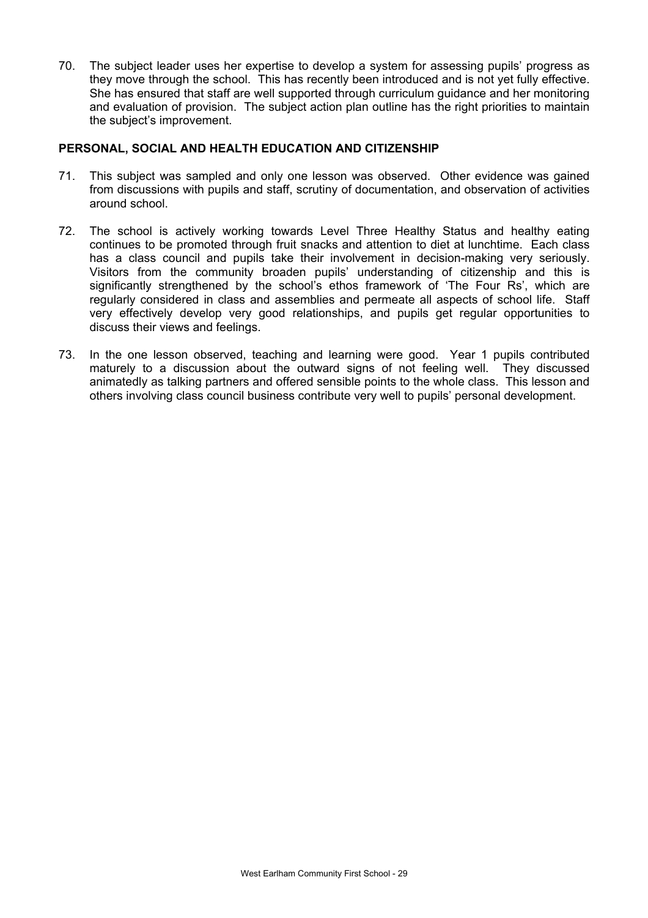70. The subject leader uses her expertise to develop a system for assessing pupils' progress as they move through the school. This has recently been introduced and is not yet fully effective. She has ensured that staff are well supported through curriculum guidance and her monitoring and evaluation of provision. The subject action plan outline has the right priorities to maintain the subject's improvement.

**PERSONAL, SOCIAL AND HEALTH EDUCATION AND CITIZENSHIP**

71. This subject was sampled and only one lesson was observed. Other evidence was gained from discussions with pupils and staff, scrutiny of documentation, and observation of activities around school.

72. The school is actively working towards Level Three Healthy Status and healthy eating continues to be promoted through fruit snacks and attention to diet at lunchtime. Each class has a class council and pupils take their involvement in decision-making very seriously. Visitors from the community broaden pupils' understanding of citizenship and this is significantly strengthened by the school's ethos framework of 'The Four Rs', which are regularly considered in class and assemblies and permeate all aspects of school life. Staff very effectively develop very good relationships, and pupils get regular opportunities to discuss their views and feelings.

73. In the one lesson observed, teaching and learning were good. Year 1 pupils contributed maturely to a discussion about the outward signs of not feeling well. They discussed animatedly as talking partners and offered sensible points to the whole class. This lesson and others involving class council business contribute very well to pupils' personal development.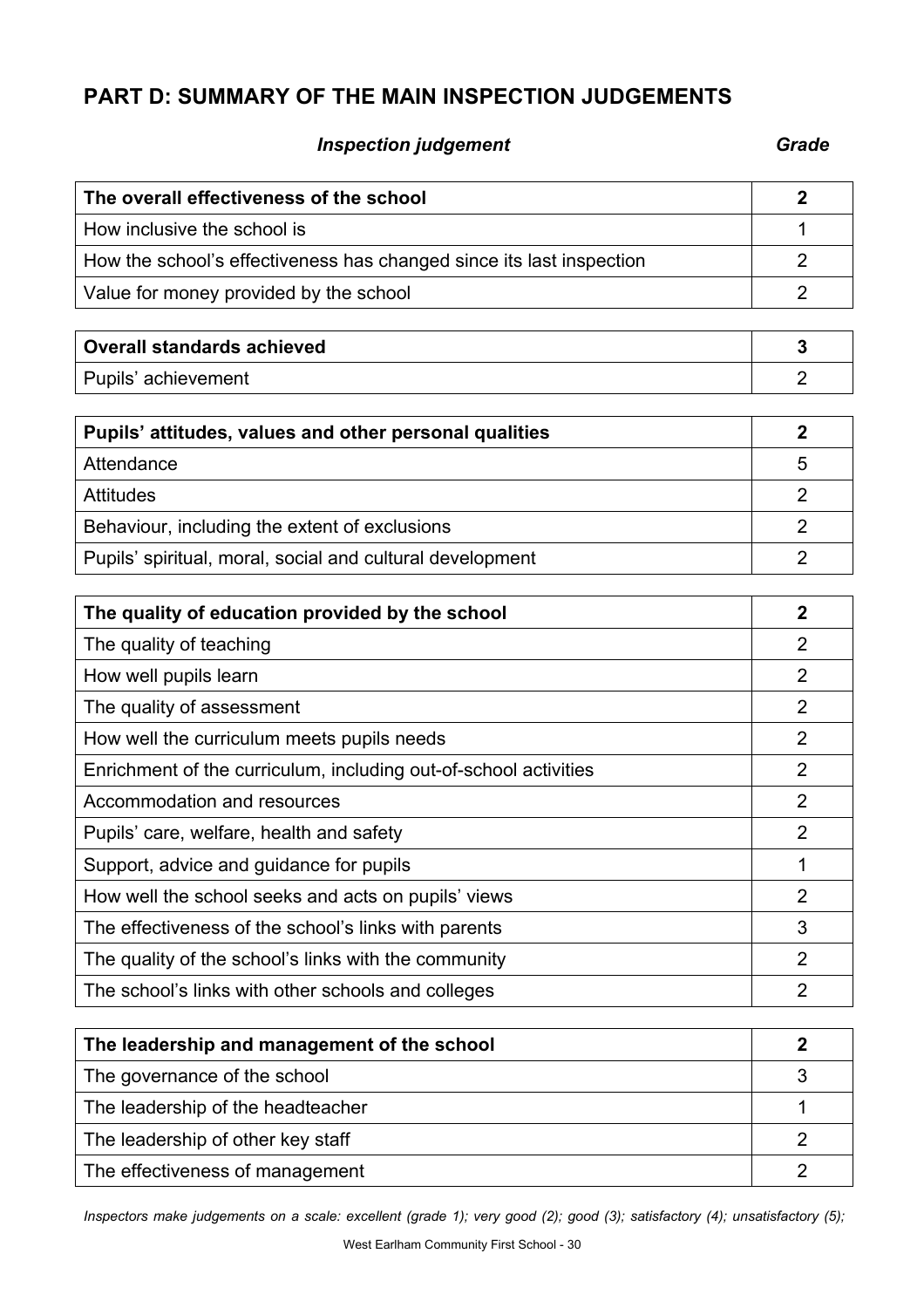## PART D: SUMMARY OF THE MAIN INSPECTION JUDGEMENTS

| *Inspection judgement* | *Grade* |
|---|---|
| **The overall effectiveness of the school** | **2** |
| How inclusive the school is | 1 |
| How the school's effectiveness has changed since its last inspection | 2 |
| Value for money provided by the school | 2 |

| | |
|---|---|
| **Overall standards achieved** | **3** |
| Pupils' achievement | 2 |

| | |
|---|---|
| **Pupils' attitudes, values and other personal qualities** | **2** |
| Attendance | 5 |
| Attitudes | 2 |
| Behaviour, including the extent of exclusions | 2 |
| Pupils' spiritual, moral, social and cultural development | 2 |

| | |
|---|---|
| **The quality of education provided by the school** | **2** |
| The quality of teaching | 2 |
| How well pupils learn | 2 |
| The quality of assessment | 2 |
| How well the curriculum meets pupils needs | 2 |
| Enrichment of the curriculum, including out-of-school activities | 2 |
| Accommodation and resources | 2 |
| Pupils' care, welfare, health and safety | 2 |
| Support, advice and guidance for pupils | 1 |
| How well the school seeks and acts on pupils' views | 2 |
| The effectiveness of the school's links with parents | 3 |
| The quality of the school's links with the community | 2 |
| The school's links with other schools and colleges | 2 |

| | |
|---|---|
| **The leadership and management of the school** | **2** |
| The governance of the school | 3 |
| The leadership of the headteacher | 1 |
| The leadership of other key staff | 2 |
| The effectiveness of management | 2 |

*Inspectors make judgements on a scale: excellent (grade 1); very good (2); good (3); satisfactory (4); unsatisfactory (5);*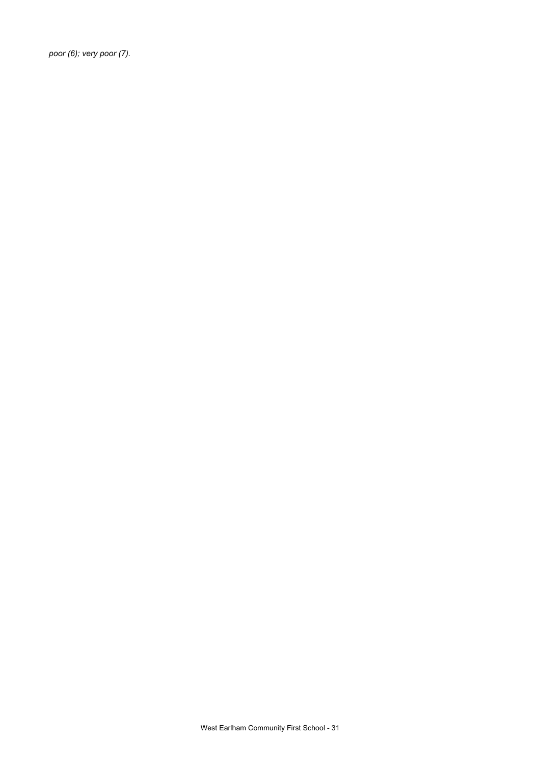*poor (6); very poor (7).*